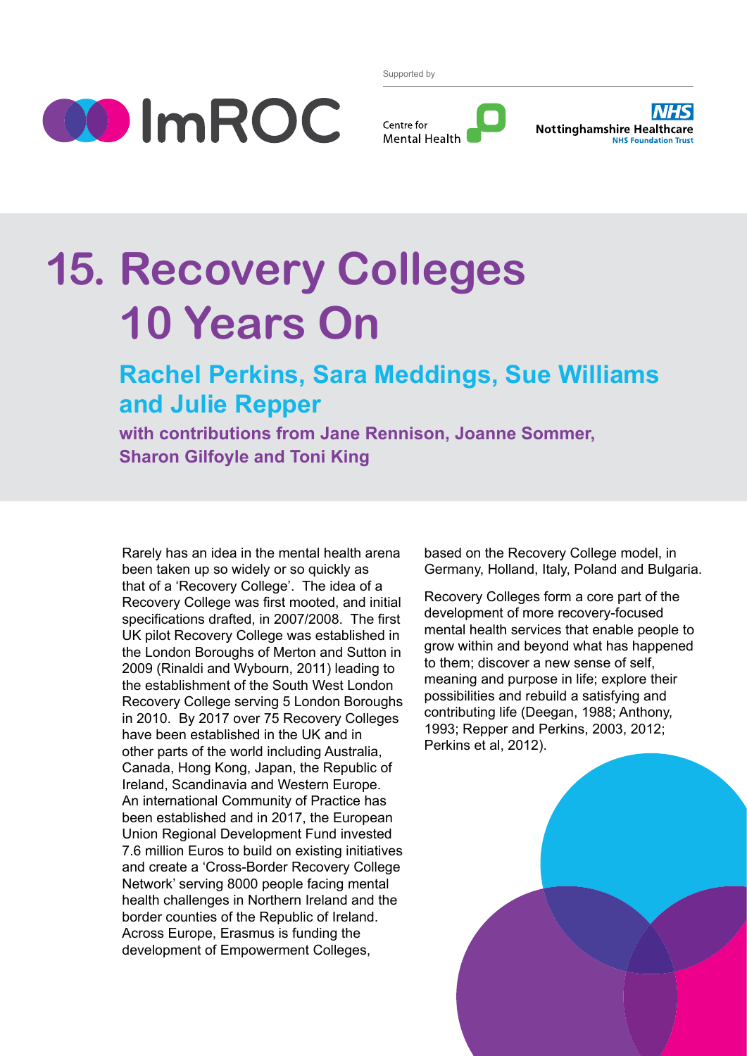Supported by

ImROC

Centre for Mental Health

NHS Nottinghamshire Healthcare NHS Foundation Trust

# 15. Recovery Colleges 10 Years On

## Rachel Perkins, Sara Meddings, Sue Williams and Julie Repper

**with contributions from Jane Rennison, Joanne Sommer, Sharon Gilfoyle and Toni King**

Rarely has an idea in the mental health arena been taken up so widely or so quickly as that of a 'Recovery College'. The idea of a Recovery College was first mooted, and initial specifications drafted, in 2007/2008. The first UK pilot Recovery College was established in the London Boroughs of Merton and Sutton in 2009 (Rinaldi and Wybourn, 2011) leading to the establishment of the South West London Recovery College serving 5 London Boroughs in 2010. By 2017 over 75 Recovery Colleges have been established in the UK and in other parts of the world including Australia, Canada, Hong Kong, Japan, the Republic of Ireland, Scandinavia and Western Europe. An international Community of Practice has been established and in 2017, the European Union Regional Development Fund invested 7.6 million Euros to build on existing initiatives and create a 'Cross-Border Recovery College Network' serving 8000 people facing mental health challenges in Northern Ireland and the border counties of the Republic of Ireland. Across Europe, Erasmus is funding the development of Empowerment Colleges, based on the Recovery College model, in Germany, Holland, Italy, Poland and Bulgaria.

Recovery Colleges form a core part of the development of more recovery-focused mental health services that enable people to grow within and beyond what has happened to them; discover a new sense of self, meaning and purpose in life; explore their possibilities and rebuild a satisfying and contributing life (Deegan, 1988; Anthony, 1993; Repper and Perkins, 2003, 2012; Perkins et al, 2012).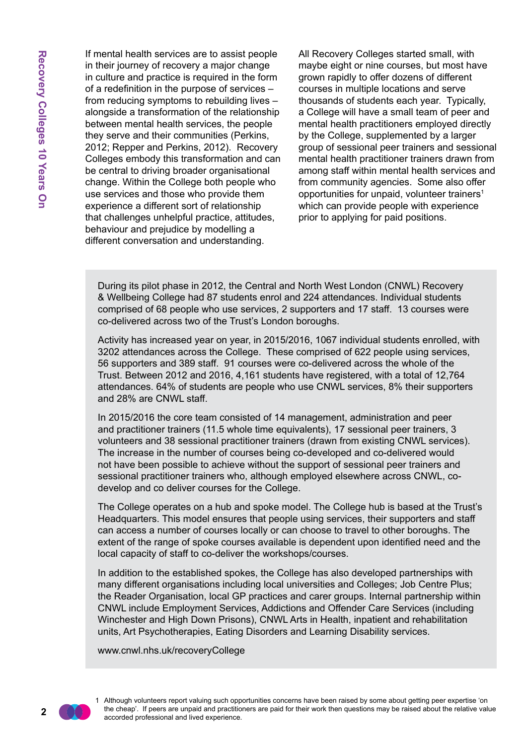If mental health services are to assist people in their journey of recovery a major change in culture and practice is required in the form of a redefinition in the purpose of services – from reducing symptoms to rebuilding lives – alongside a transformation of the relationship between mental health services, the people they serve and their communities (Perkins, 2012; Repper and Perkins, 2012). Recovery Colleges embody this transformation and can be central to driving broader organisational change. Within the College both people who use services and those who provide them experience a different sort of relationship that challenges unhelpful practice, attitudes, behaviour and prejudice by modelling a different conversation and understanding.

All Recovery Colleges started small, with maybe eight or nine courses, but most have grown rapidly to offer dozens of different courses in multiple locations and serve thousands of students each year. Typically, a College will have a small team of peer and mental health practitioners employed directly by the College, supplemented by a larger group of sessional peer trainers and sessional mental health practitioner trainers drawn from among staff within mental health services and from community agencies. Some also offer opportunities for unpaid, volunteer trainers[1] which can provide people with experience prior to applying for paid positions.

During its pilot phase in 2012, the Central and North West London (CNWL) Recovery & Wellbeing College had 87 students enrol and 224 attendances. Individual students comprised of 68 people who use services, 2 supporters and 17 staff. 13 courses were co-delivered across two of the Trust's London boroughs.

Activity has increased year on year, in 2015/2016, 1067 individual students enrolled, with 3202 attendances across the College. These comprised of 622 people using services, 56 supporters and 389 staff. 91 courses were co-delivered across the whole of the Trust. Between 2012 and 2016, 4,161 students have registered, with a total of 12,764 attendances. 64% of students are people who use CNWL services, 8% their supporters and 28% are CNWL staff.

In 2015/2016 the core team consisted of 14 management, administration and peer and practitioner trainers (11.5 whole time equivalents), 17 sessional peer trainers, 3 volunteers and 38 sessional practitioner trainers (drawn from existing CNWL services). The increase in the number of courses being co-developed and co-delivered would not have been possible to achieve without the support of sessional peer trainers and sessional practitioner trainers who, although employed elsewhere across CNWL, co-develop and co deliver courses for the College.

The College operates on a hub and spoke model. The College hub is based at the Trust's Headquarters. This model ensures that people using services, their supporters and staff can access a number of courses locally or can choose to travel to other boroughs. The extent of the range of spoke courses available is dependent upon identified need and the local capacity of staff to co-deliver the workshops/courses.

In addition to the established spokes, the College has also developed partnerships with many different organisations including local universities and Colleges; Job Centre Plus; the Reader Organisation, local GP practices and carer groups. Internal partnership within CNWL include Employment Services, Addictions and Offender Care Services (including Winchester and High Down Prisons), CNWL Arts in Health, inpatient and rehabilitation units, Art Psychotherapies, Eating Disorders and Learning Disability services.

www.cnwl.nhs.uk/recoveryCollege

1 Although volunteers report valuing such opportunities concerns have been raised by some about getting peer expertise 'on the cheap'. If peers are unpaid and practitioners are paid for their work then questions may be raised about the relative value accorded professional and lived experience.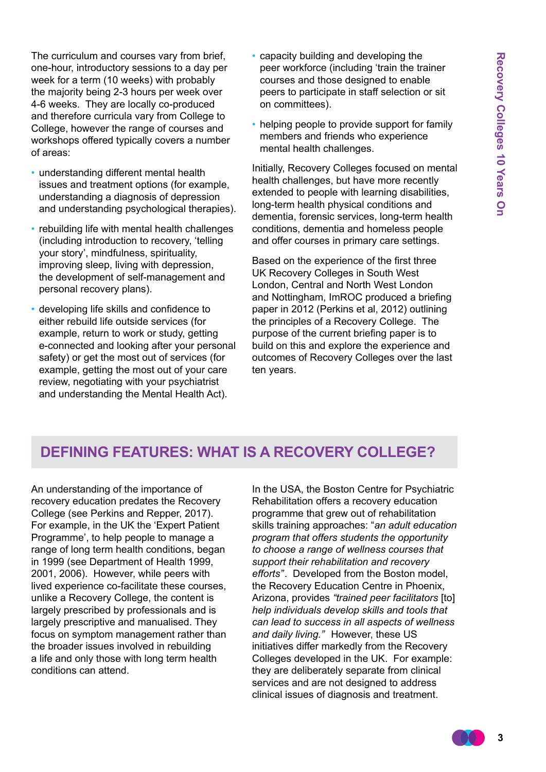The curriculum and courses vary from brief, one-hour, introductory sessions to a day per week for a term (10 weeks) with probably the majority being 2-3 hours per week over 4-6 weeks. They are locally co-produced and therefore curricula vary from College to College, however the range of courses and workshops offered typically covers a number of areas:

- understanding different mental health issues and treatment options (for example, understanding a diagnosis of depression and understanding psychological therapies).
- rebuilding life with mental health challenges (including introduction to recovery, 'telling your story', mindfulness, spirituality, improving sleep, living with depression, the development of self-management and personal recovery plans).
- developing life skills and confidence to either rebuild life outside services (for example, return to work or study, getting e-connected and looking after your personal safety) or get the most out of services (for example, getting the most out of your care review, negotiating with your psychiatrist and understanding the Mental Health Act).
- capacity building and developing the peer workforce (including 'train the trainer courses and those designed to enable peers to participate in staff selection or sit on committees).
- helping people to provide support for family members and friends who experience mental health challenges.

Initially, Recovery Colleges focused on mental health challenges, but have more recently extended to people with learning disabilities, long-term health physical conditions and dementia, forensic services, long-term health conditions, dementia and homeless people and offer courses in primary care settings.

Based on the experience of the first three UK Recovery Colleges in South West London, Central and North West London and Nottingham, ImROC produced a briefing paper in 2012 (Perkins et al, 2012) outlining the principles of a Recovery College. The purpose of the current briefing paper is to build on this and explore the experience and outcomes of Recovery Colleges over the last ten years.

## DEFINING FEATURES: WHAT IS A RECOVERY COLLEGE?

An understanding of the importance of recovery education predates the Recovery College (see Perkins and Repper, 2017). For example, in the UK the 'Expert Patient Programme', to help people to manage a range of long term health conditions, began in 1999 (see Department of Health 1999, 2001, 2006). However, while peers with lived experience co-facilitate these courses, unlike a Recovery College, the content is largely prescribed by professionals and is largely prescriptive and manualised. They focus on symptom management rather than the broader issues involved in rebuilding a life and only those with long term health conditions can attend.

In the USA, the Boston Centre for Psychiatric Rehabilitation offers a recovery education programme that grew out of rehabilitation skills training approaches: "*an adult education program that offers students the opportunity to choose a range of wellness courses that support their rehabilitation and recovery efforts*". Developed from the Boston model, the Recovery Education Centre in Phoenix, Arizona, provides *"trained peer facilitators* [to] *help individuals develop skills and tools that can lead to success in all aspects of wellness and daily living."* However, these US initiatives differ markedly from the Recovery Colleges developed in the UK. For example: they are deliberately separate from clinical services and are not designed to address clinical issues of diagnosis and treatment.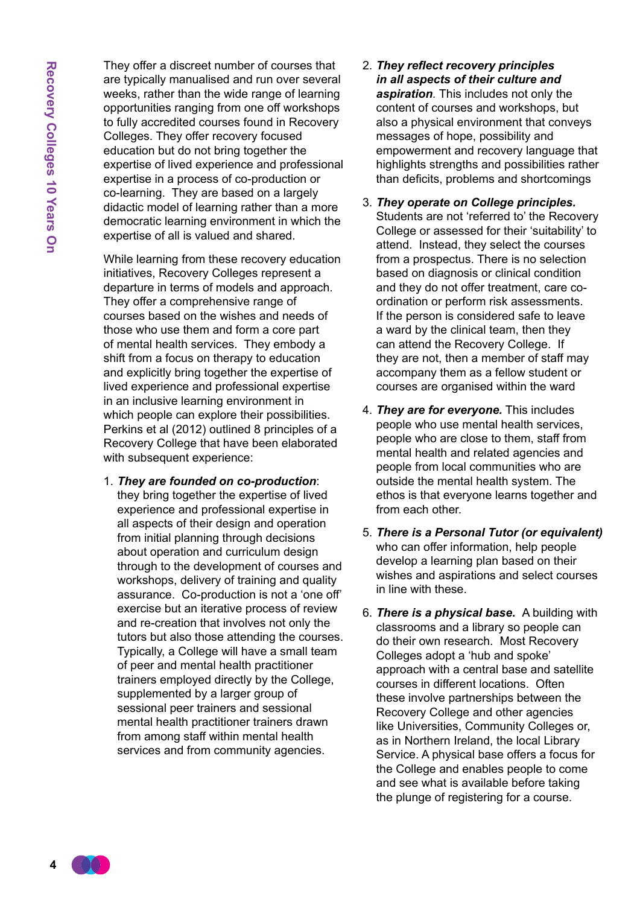They offer a discreet number of courses that are typically manualised and run over several weeks, rather than the wide range of learning opportunities ranging from one off workshops to fully accredited courses found in Recovery Colleges. They offer recovery focused education but do not bring together the expertise of lived experience and professional expertise in a process of co-production or co-learning. They are based on a largely didactic model of learning rather than a more democratic learning environment in which the expertise of all is valued and shared.

While learning from these recovery education initiatives, Recovery Colleges represent a departure in terms of models and approach. They offer a comprehensive range of courses based on the wishes and needs of those who use them and form a core part of mental health services. They embody a shift from a focus on therapy to education and explicitly bring together the expertise of lived experience and professional expertise in an inclusive learning environment in which people can explore their possibilities. Perkins et al (2012) outlined 8 principles of a Recovery College that have been elaborated with subsequent experience:

1. ***They are founded on co-production***: they bring together the expertise of lived experience and professional expertise in all aspects of their design and operation from initial planning through decisions about operation and curriculum design through to the development of courses and workshops, delivery of training and quality assurance. Co-production is not a 'one off' exercise but an iterative process of review and re-creation that involves not only the tutors but also those attending the courses. Typically, a College will have a small team of peer and mental health practitioner trainers employed directly by the College, supplemented by a larger group of sessional peer trainers and sessional mental health practitioner trainers drawn from among staff within mental health services and from community agencies.

2. ***They reflect recovery principles in all aspects of their culture and aspiration***. This includes not only the content of courses and workshops, but also a physical environment that conveys messages of hope, possibility and empowerment and recovery language that highlights strengths and possibilities rather than deficits, problems and shortcomings

3. ***They operate on College principles.*** Students are not 'referred to' the Recovery College or assessed for their 'suitability' to attend. Instead, they select the courses from a prospectus. There is no selection based on diagnosis or clinical condition and they do not offer treatment, care co-ordination or perform risk assessments. If the person is considered safe to leave a ward by the clinical team, then they can attend the Recovery College. If they are not, then a member of staff may accompany them as a fellow student or courses are organised within the ward

4. ***They are for everyone.*** This includes people who use mental health services, people who are close to them, staff from mental health and related agencies and people from local communities who are outside the mental health system. The ethos is that everyone learns together and from each other.

5. ***There is a Personal Tutor (or equivalent)*** who can offer information, help people develop a learning plan based on their wishes and aspirations and select courses in line with these.

6. ***There is a physical base.*** A building with classrooms and a library so people can do their own research. Most Recovery Colleges adopt a 'hub and spoke' approach with a central base and satellite courses in different locations. Often these involve partnerships between the Recovery College and other agencies like Universities, Community Colleges or, as in Northern Ireland, the local Library Service. A physical base offers a focus for the College and enables people to come and see what is available before taking the plunge of registering for a course.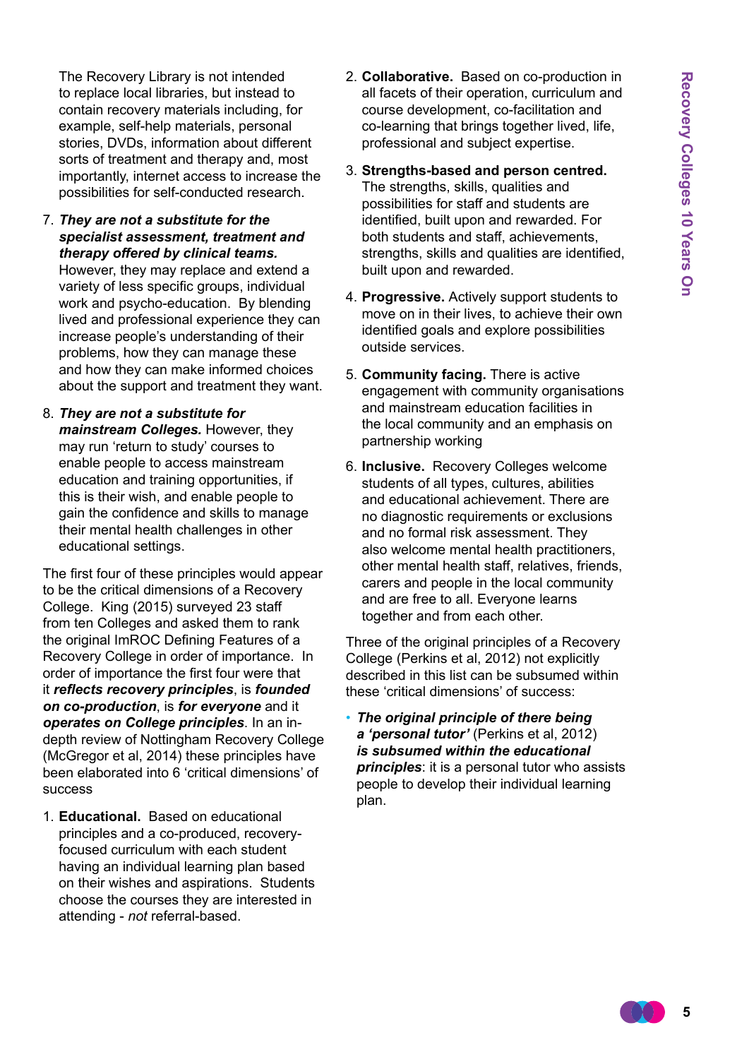The Recovery Library is not intended to replace local libraries, but instead to contain recovery materials including, for example, self-help materials, personal stories, DVDs, information about different sorts of treatment and therapy and, most importantly, internet access to increase the possibilities for self-conducted research.

7. ***They are not a substitute for the specialist assessment, treatment and therapy offered by clinical teams.*** However, they may replace and extend a variety of less specific groups, individual work and psycho-education. By blending lived and professional experience they can increase people's understanding of their problems, how they can manage these and how they can make informed choices about the support and treatment they want.

8. ***They are not a substitute for mainstream Colleges.*** However, they may run 'return to study' courses to enable people to access mainstream education and training opportunities, if this is their wish, and enable people to gain the confidence and skills to manage their mental health challenges in other educational settings.

The first four of these principles would appear to be the critical dimensions of a Recovery College. King (2015) surveyed 23 staff from ten Colleges and asked them to rank the original ImROC Defining Features of a Recovery College in order of importance. In order of importance the first four were that it ***reflects recovery principles***, is ***founded on co-production***, is ***for everyone*** and it ***operates on College principles***. In an in-depth review of Nottingham Recovery College (McGregor et al, 2014) these principles have been elaborated into 6 'critical dimensions' of success

1. **Educational.** Based on educational principles and a co-produced, recovery-focused curriculum with each student having an individual learning plan based on their wishes and aspirations. Students choose the courses they are interested in attending - *not* referral-based.

2. **Collaborative.** Based on co-production in all facets of their operation, curriculum and course development, co-facilitation and co-learning that brings together lived, life, professional and subject expertise.

3. **Strengths-based and person centred.** The strengths, skills, qualities and possibilities for staff and students are identified, built upon and rewarded. For both students and staff, achievements, strengths, skills and qualities are identified, built upon and rewarded.

4. **Progressive.** Actively support students to move on in their lives, to achieve their own identified goals and explore possibilities outside services.

5. **Community facing.** There is active engagement with community organisations and mainstream education facilities in the local community and an emphasis on partnership working

6. **Inclusive.** Recovery Colleges welcome students of all types, cultures, abilities and educational achievement. There are no diagnostic requirements or exclusions and no formal risk assessment. They also welcome mental health practitioners, other mental health staff, relatives, friends, carers and people in the local community and are free to all. Everyone learns together and from each other.

Three of the original principles of a Recovery College (Perkins et al, 2012) not explicitly described in this list can be subsumed within these 'critical dimensions' of success:

- ***The original principle of there being a 'personal tutor'*** (Perkins et al, 2012) ***is subsumed within the educational principles***: it is a personal tutor who assists people to develop their individual learning plan.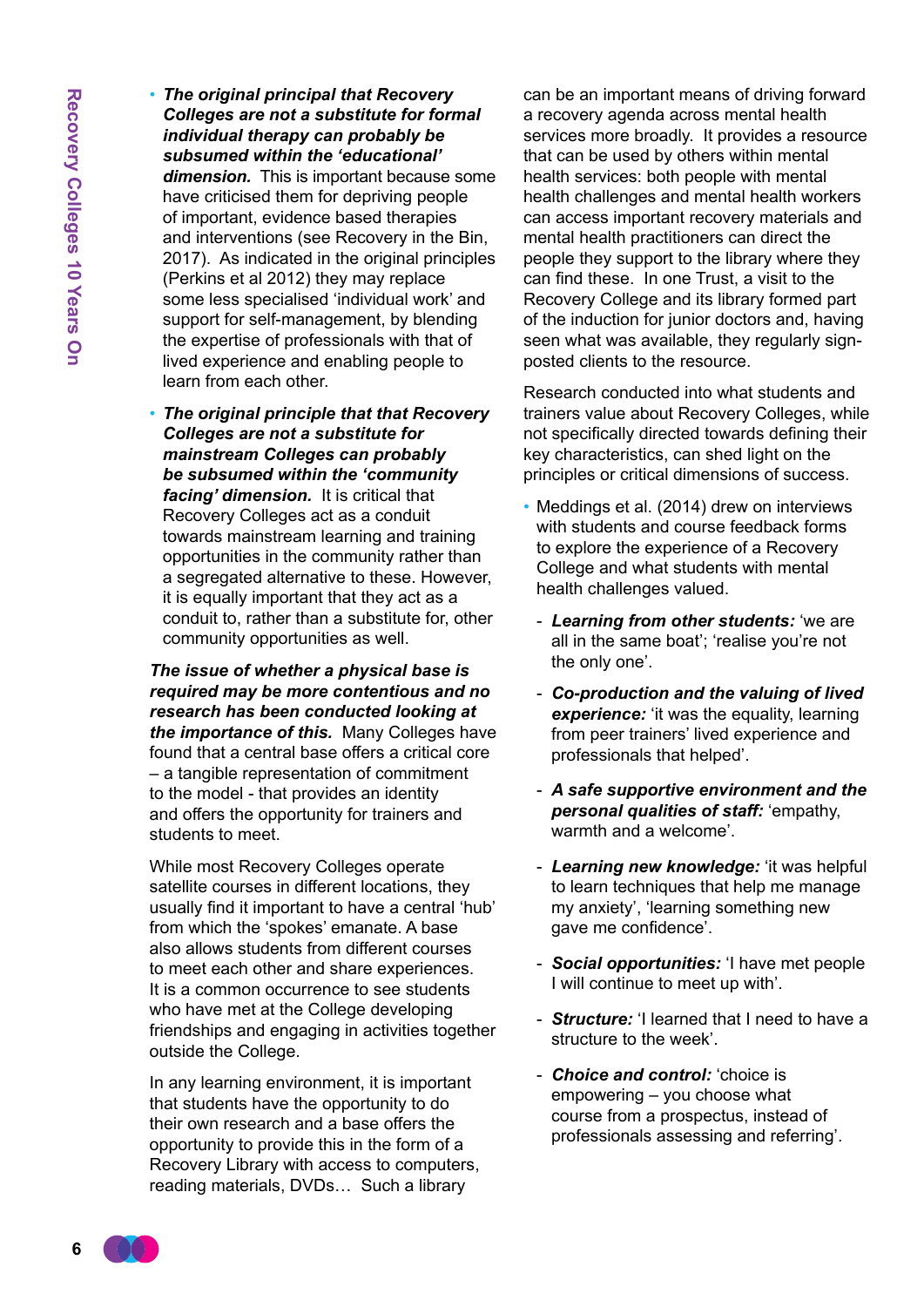- ***The original principal that Recovery Colleges are not a substitute for formal individual therapy can probably be subsumed within the 'educational' dimension.*** This is important because some have criticised them for depriving people of important, evidence based therapies and interventions (see Recovery in the Bin, 2017). As indicated in the original principles (Perkins et al 2012) they may replace some less specialised 'individual work' and support for self-management, by blending the expertise of professionals with that of lived experience and enabling people to learn from each other.

- ***The original principle that that Recovery Colleges are not a substitute for mainstream Colleges can probably be subsumed within the 'community facing' dimension.*** It is critical that Recovery Colleges act as a conduit towards mainstream learning and training opportunities in the community rather than a segregated alternative to these. However, it is equally important that they act as a conduit to, rather than a substitute for, other community opportunities as well.

***The issue of whether a physical base is required may be more contentious and no research has been conducted looking at the importance of this.*** Many Colleges have found that a central base offers a critical core – a tangible representation of commitment to the model - that provides an identity and offers the opportunity for trainers and students to meet.

While most Recovery Colleges operate satellite courses in different locations, they usually find it important to have a central 'hub' from which the 'spokes' emanate. A base also allows students from different courses to meet each other and share experiences. It is a common occurrence to see students who have met at the College developing friendships and engaging in activities together outside the College.

In any learning environment, it is important that students have the opportunity to do their own research and a base offers the opportunity to provide this in the form of a Recovery Library with access to computers, reading materials, DVDs… Such a library can be an important means of driving forward a recovery agenda across mental health services more broadly. It provides a resource that can be used by others within mental health services: both people with mental health challenges and mental health workers can access important recovery materials and mental health practitioners can direct the people they support to the library where they can find these. In one Trust, a visit to the Recovery College and its library formed part of the induction for junior doctors and, having seen what was available, they regularly sign-posted clients to the resource.

Research conducted into what students and trainers value about Recovery Colleges, while not specifically directed towards defining their key characteristics, can shed light on the principles or critical dimensions of success.

- Meddings et al. (2014) drew on interviews with students and course feedback forms to explore the experience of a Recovery College and what students with mental health challenges valued.
  - ***Learning from other students:*** 'we are all in the same boat'; 'realise you're not the only one'.
  - ***Co-production and the valuing of lived experience:*** 'it was the equality, learning from peer trainers' lived experience and professionals that helped'.
  - ***A safe supportive environment and the personal qualities of staff:*** 'empathy, warmth and a welcome'.
  - ***Learning new knowledge:*** 'it was helpful to learn techniques that help me manage my anxiety', 'learning something new gave me confidence'.
  - ***Social opportunities:*** 'I have met people I will continue to meet up with'.
  - ***Structure:*** 'I learned that I need to have a structure to the week'.
  - ***Choice and control:*** 'choice is empowering – you choose what course from a prospectus, instead of professionals assessing and referring'.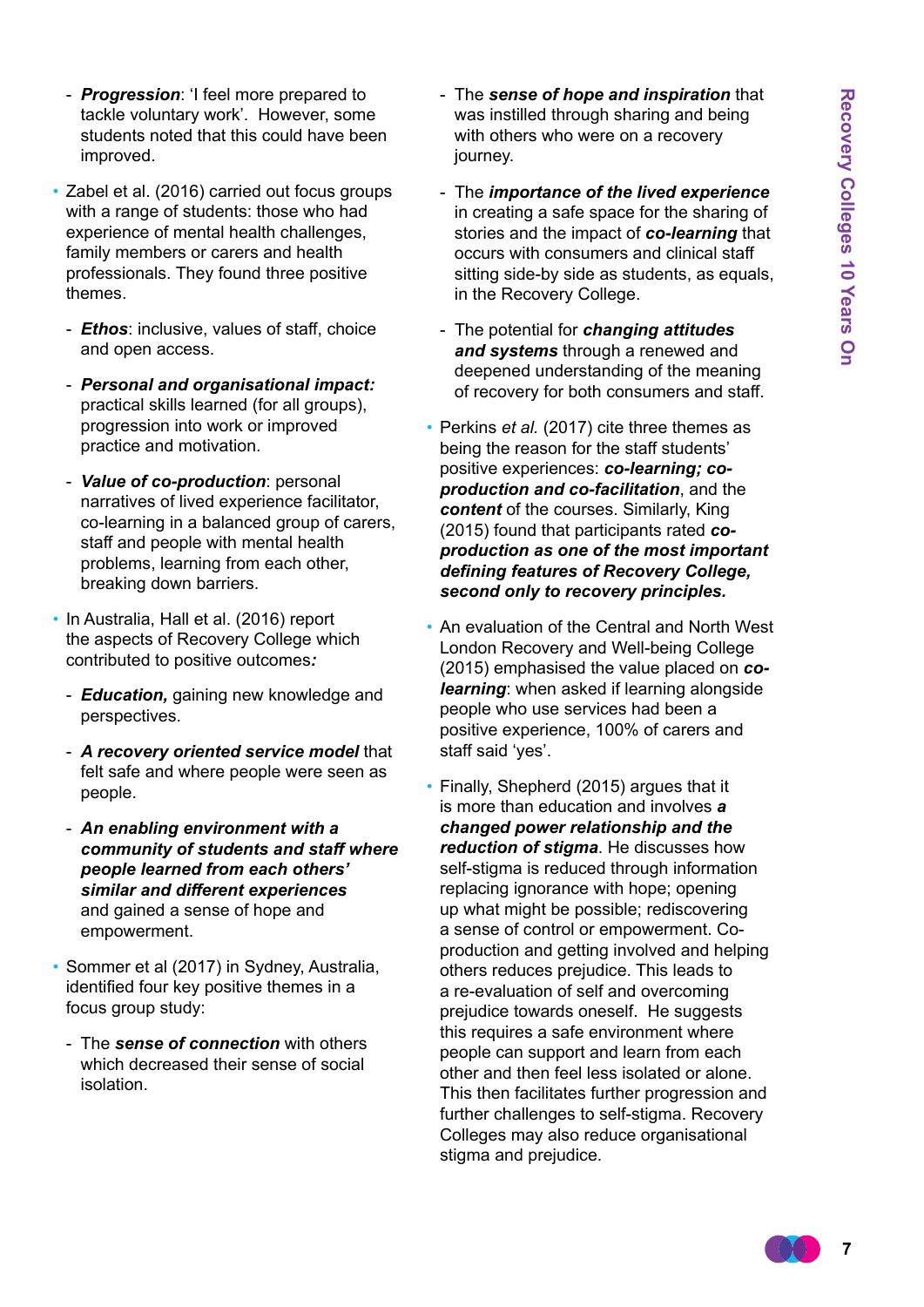- ***Progression***: 'I feel more prepared to tackle voluntary work'. However, some students noted that this could have been improved.

- Zabel et al. (2016) carried out focus groups with a range of students: those who had experience of mental health challenges, family members or carers and health professionals. They found three positive themes.
  - ***Ethos***: inclusive, values of staff, choice and open access.
  - ***Personal and organisational impact:*** practical skills learned (for all groups), progression into work or improved practice and motivation.
  - ***Value of co-production***: personal narratives of lived experience facilitator, co-learning in a balanced group of carers, staff and people with mental health problems, learning from each other, breaking down barriers.

- In Australia, Hall et al. (2016) report the aspects of Recovery College which contributed to positive outcomes***:***
  - ***Education,*** gaining new knowledge and perspectives.
  - ***A recovery oriented service model*** that felt safe and where people were seen as people.
  - ***An enabling environment with a community of students and staff where people learned from each others' similar and different experiences*** and gained a sense of hope and empowerment.

- Sommer et al (2017) in Sydney, Australia, identified four key positive themes in a focus group study:
  - The ***sense of connection*** with others which decreased their sense of social isolation.
  - The ***sense of hope and inspiration*** that was instilled through sharing and being with others who were on a recovery journey.
  - The ***importance of the lived experience*** in creating a safe space for the sharing of stories and the impact of ***co-learning*** that occurs with consumers and clinical staff sitting side-by side as students, as equals, in the Recovery College.
  - The potential for ***changing attitudes and systems*** through a renewed and deepened understanding of the meaning of recovery for both consumers and staff.

- Perkins *et al.* (2017) cite three themes as being the reason for the staff students' positive experiences: ***co-learning; co-production and co-facilitation***, and the ***content*** of the courses. Similarly, King (2015) found that participants rated ***co-production as one of the most important defining features of Recovery College, second only to recovery principles.***

- An evaluation of the Central and North West London Recovery and Well-being College (2015) emphasised the value placed on ***co-learning***: when asked if learning alongside people who use services had been a positive experience, 100% of carers and staff said 'yes'.

- Finally, Shepherd (2015) argues that it is more than education and involves ***a changed power relationship and the reduction of stigma***. He discusses how self-stigma is reduced through information replacing ignorance with hope; opening up what might be possible; rediscovering a sense of control or empowerment. Co-production and getting involved and helping others reduces prejudice. This leads to a re-evaluation of self and overcoming prejudice towards oneself. He suggests this requires a safe environment where people can support and learn from each other and then feel less isolated or alone. This then facilitates further progression and further challenges to self-stigma. Recovery Colleges may also reduce organisational stigma and prejudice.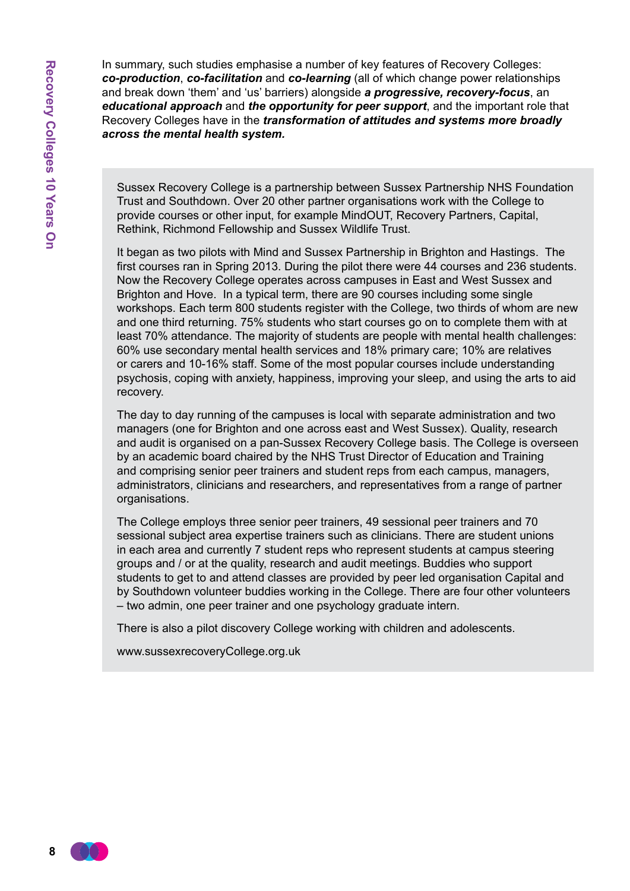In summary, such studies emphasise a number of key features of Recovery Colleges: ***co-production***, ***co-facilitation*** and ***co-learning*** (all of which change power relationships and break down 'them' and 'us' barriers) alongside ***a progressive, recovery-focus***, an ***educational approach*** and ***the opportunity for peer support***, and the important role that Recovery Colleges have in the ***transformation of attitudes and systems more broadly across the mental health system.***

Sussex Recovery College is a partnership between Sussex Partnership NHS Foundation Trust and Southdown. Over 20 other partner organisations work with the College to provide courses or other input, for example MindOUT, Recovery Partners, Capital, Rethink, Richmond Fellowship and Sussex Wildlife Trust.

It began as two pilots with Mind and Sussex Partnership in Brighton and Hastings. The first courses ran in Spring 2013. During the pilot there were 44 courses and 236 students. Now the Recovery College operates across campuses in East and West Sussex and Brighton and Hove. In a typical term, there are 90 courses including some single workshops. Each term 800 students register with the College, two thirds of whom are new and one third returning. 75% students who start courses go on to complete them with at least 70% attendance. The majority of students are people with mental health challenges: 60% use secondary mental health services and 18% primary care; 10% are relatives or carers and 10-16% staff. Some of the most popular courses include understanding psychosis, coping with anxiety, happiness, improving your sleep, and using the arts to aid recovery.

The day to day running of the campuses is local with separate administration and two managers (one for Brighton and one across east and West Sussex). Quality, research and audit is organised on a pan-Sussex Recovery College basis. The College is overseen by an academic board chaired by the NHS Trust Director of Education and Training and comprising senior peer trainers and student reps from each campus, managers, administrators, clinicians and researchers, and representatives from a range of partner organisations.

The College employs three senior peer trainers, 49 sessional peer trainers and 70 sessional subject area expertise trainers such as clinicians. There are student unions in each area and currently 7 student reps who represent students at campus steering groups and / or at the quality, research and audit meetings. Buddies who support students to get to and attend classes are provided by peer led organisation Capital and by Southdown volunteer buddies working in the College. There are four other volunteers – two admin, one peer trainer and one psychology graduate intern.

There is also a pilot discovery College working with children and adolescents.

www.sussexrecoveryCollege.org.uk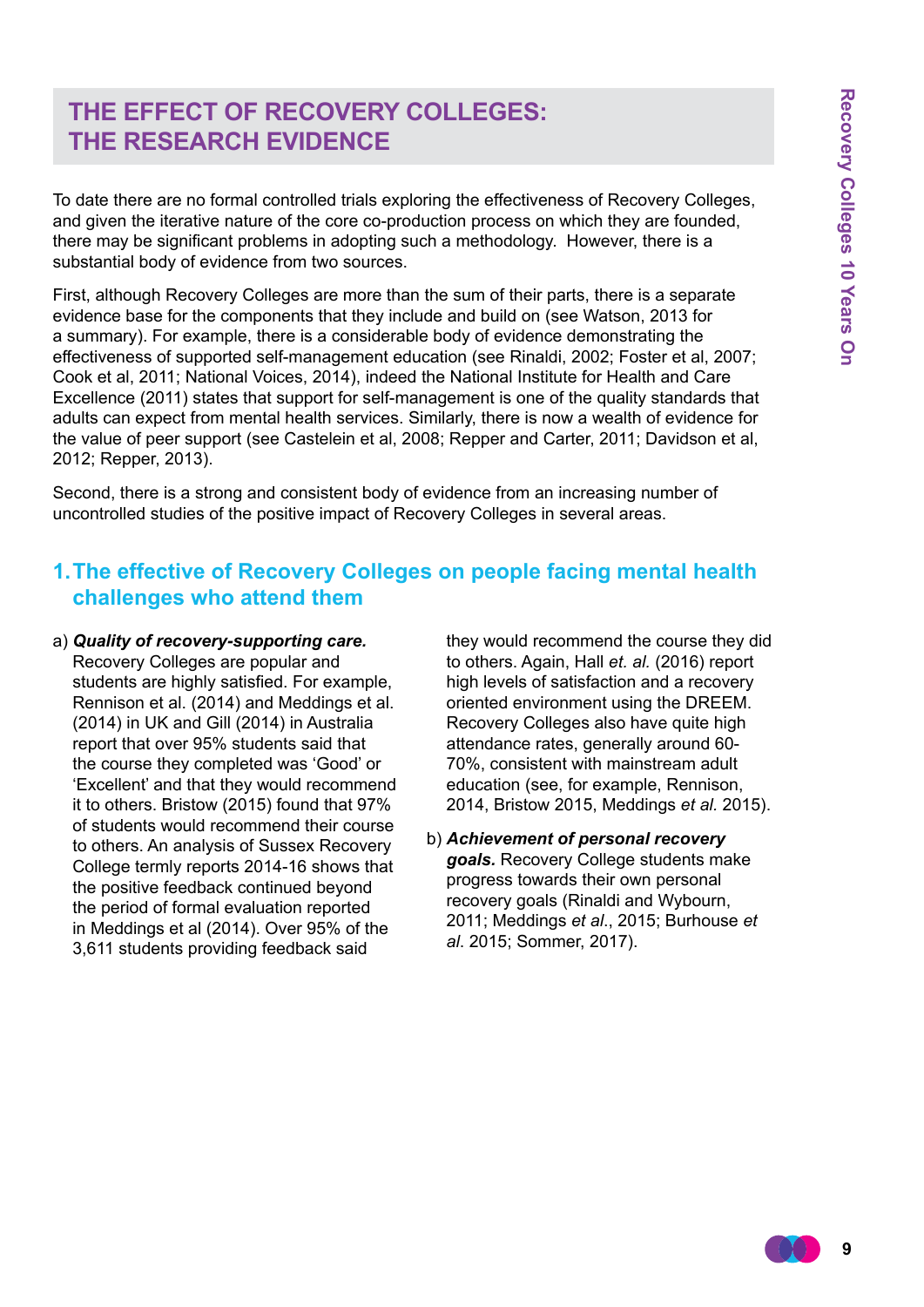# THE EFFECT OF RECOVERY COLLEGES: THE RESEARCH EVIDENCE

To date there are no formal controlled trials exploring the effectiveness of Recovery Colleges, and given the iterative nature of the core co-production process on which they are founded, there may be significant problems in adopting such a methodology. However, there is a substantial body of evidence from two sources.

First, although Recovery Colleges are more than the sum of their parts, there is a separate evidence base for the components that they include and build on (see Watson, 2013 for a summary). For example, there is a considerable body of evidence demonstrating the effectiveness of supported self-management education (see Rinaldi, 2002; Foster et al, 2007; Cook et al, 2011; National Voices, 2014), indeed the National Institute for Health and Care Excellence (2011) states that support for self-management is one of the quality standards that adults can expect from mental health services. Similarly, there is now a wealth of evidence for the value of peer support (see Castelein et al, 2008; Repper and Carter, 2011; Davidson et al, 2012; Repper, 2013).

Second, there is a strong and consistent body of evidence from an increasing number of uncontrolled studies of the positive impact of Recovery Colleges in several areas.

## 1. The effective of Recovery Colleges on people facing mental health challenges who attend them

a) ***Quality of recovery-supporting care.*** Recovery Colleges are popular and students are highly satisfied. For example, Rennison et al. (2014) and Meddings et al. (2014) in UK and Gill (2014) in Australia report that over 95% students said that the course they completed was 'Good' or 'Excellent' and that they would recommend it to others. Bristow (2015) found that 97% of students would recommend their course to others. An analysis of Sussex Recovery College termly reports 2014-16 shows that the positive feedback continued beyond the period of formal evaluation reported in Meddings et al (2014). Over 95% of the 3,611 students providing feedback said they would recommend the course they did to others. Again, Hall *et. al.* (2016) report high levels of satisfaction and a recovery oriented environment using the DREEM. Recovery Colleges also have quite high attendance rates, generally around 60-70%, consistent with mainstream adult education (see, for example, Rennison, 2014, Bristow 2015, Meddings *et al.* 2015).

b) ***Achievement of personal recovery goals.*** Recovery College students make progress towards their own personal recovery goals (Rinaldi and Wybourn, 2011; Meddings *et al*., 2015; Burhouse *et al*. 2015; Sommer, 2017).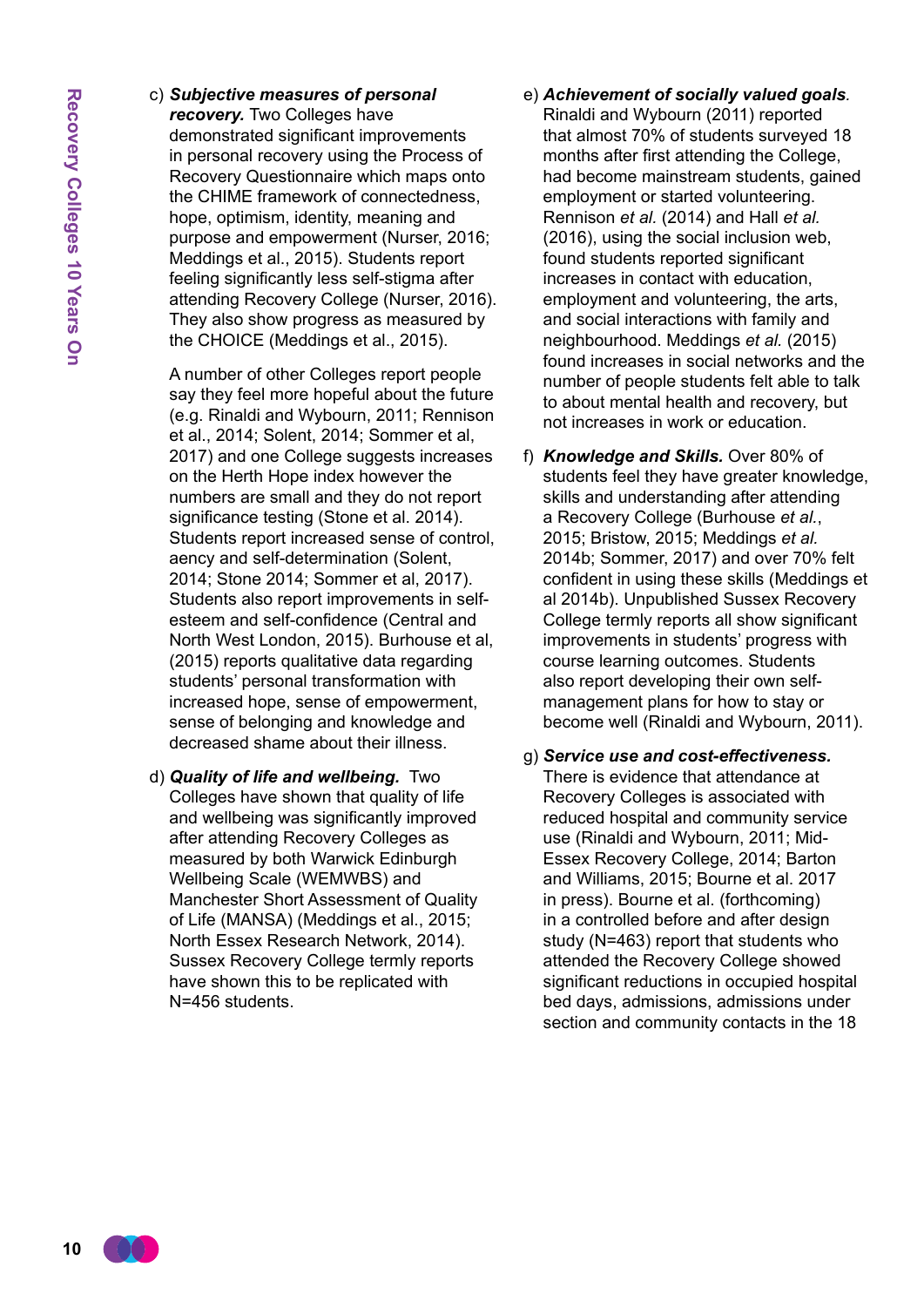c) ***Subjective measures of personal recovery.*** Two Colleges have demonstrated significant improvements in personal recovery using the Process of Recovery Questionnaire which maps onto the CHIME framework of connectedness, hope, optimism, identity, meaning and purpose and empowerment (Nurser, 2016; Meddings et al., 2015). Students report feeling significantly less self-stigma after attending Recovery College (Nurser, 2016). They also show progress as measured by the CHOICE (Meddings et al., 2015).

   A number of other Colleges report people say they feel more hopeful about the future (e.g. Rinaldi and Wybourn, 2011; Rennison et al., 2014; Solent, 2014; Sommer et al, 2017) and one College suggests increases on the Herth Hope index however the numbers are small and they do not report significance testing (Stone et al. 2014). Students report increased sense of control, aency and self-determination (Solent, 2014; Stone 2014; Sommer et al, 2017). Students also report improvements in self-esteem and self-confidence (Central and North West London, 2015). Burhouse et al, (2015) reports qualitative data regarding students' personal transformation with increased hope, sense of empowerment, sense of belonging and knowledge and decreased shame about their illness.

d) ***Quality of life and wellbeing.*** Two Colleges have shown that quality of life and wellbeing was significantly improved after attending Recovery Colleges as measured by both Warwick Edinburgh Wellbeing Scale (WEMWBS) and Manchester Short Assessment of Quality of Life (MANSA) (Meddings et al., 2015; North Essex Research Network, 2014). Sussex Recovery College termly reports have shown this to be replicated with N=456 students.

e) ***Achievement of socially valued goals.*** Rinaldi and Wybourn (2011) reported that almost 70% of students surveyed 18 months after first attending the College, had become mainstream students, gained employment or started volunteering. Rennison *et al.* (2014) and Hall *et al.* (2016), using the social inclusion web, found students reported significant increases in contact with education, employment and volunteering, the arts, and social interactions with family and neighbourhood. Meddings *et al.* (2015) found increases in social networks and the number of people students felt able to talk to about mental health and recovery, but not increases in work or education.

f) ***Knowledge and Skills.*** Over 80% of students feel they have greater knowledge, skills and understanding after attending a Recovery College (Burhouse *et al.*, 2015; Bristow, 2015; Meddings *et al.* 2014b; Sommer, 2017) and over 70% felt confident in using these skills (Meddings et al 2014b). Unpublished Sussex Recovery College termly reports all show significant improvements in students' progress with course learning outcomes. Students also report developing their own self-management plans for how to stay or become well (Rinaldi and Wybourn, 2011).

g) ***Service use and cost-effectiveness.*** There is evidence that attendance at Recovery Colleges is associated with reduced hospital and community service use (Rinaldi and Wybourn, 2011; Mid-Essex Recovery College, 2014; Barton and Williams, 2015; Bourne et al. 2017 in press). Bourne et al. (forthcoming) in a controlled before and after design study (N=463) report that students who attended the Recovery College showed significant reductions in occupied hospital bed days, admissions, admissions under section and community contacts in the 18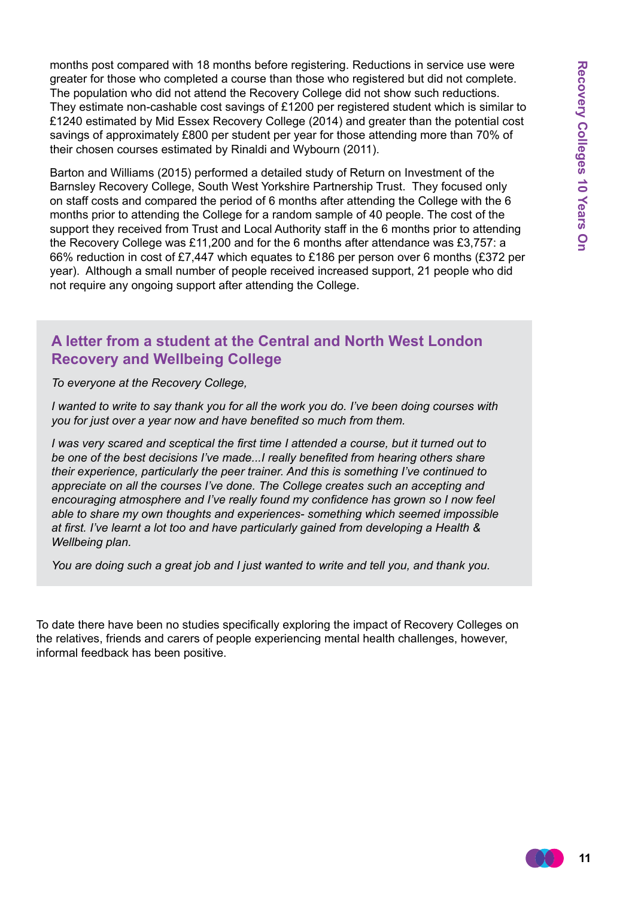months post compared with 18 months before registering. Reductions in service use were greater for those who completed a course than those who registered but did not complete. The population who did not attend the Recovery College did not show such reductions. They estimate non-cashable cost savings of £1200 per registered student which is similar to £1240 estimated by Mid Essex Recovery College (2014) and greater than the potential cost savings of approximately £800 per student per year for those attending more than 70% of their chosen courses estimated by Rinaldi and Wybourn (2011).

Barton and Williams (2015) performed a detailed study of Return on Investment of the Barnsley Recovery College, South West Yorkshire Partnership Trust. They focused only on staff costs and compared the period of 6 months after attending the College with the 6 months prior to attending the College for a random sample of 40 people. The cost of the support they received from Trust and Local Authority staff in the 6 months prior to attending the Recovery College was £11,200 and for the 6 months after attendance was £3,757: a 66% reduction in cost of £7,447 which equates to £186 per person over 6 months (£372 per year). Although a small number of people received increased support, 21 people who did not require any ongoing support after attending the College.

## A letter from a student at the Central and North West London Recovery and Wellbeing College

*To everyone at the Recovery College,*

*I wanted to write to say thank you for all the work you do. I've been doing courses with you for just over a year now and have benefited so much from them.*

*I was very scared and sceptical the first time I attended a course, but it turned out to be one of the best decisions I've made...I really benefited from hearing others share their experience, particularly the peer trainer. And this is something I've continued to appreciate on all the courses I've done. The College creates such an accepting and encouraging atmosphere and I've really found my confidence has grown so I now feel able to share my own thoughts and experiences- something which seemed impossible at first. I've learnt a lot too and have particularly gained from developing a Health & Wellbeing plan.*

*You are doing such a great job and I just wanted to write and tell you, and thank you.*

To date there have been no studies specifically exploring the impact of Recovery Colleges on the relatives, friends and carers of people experiencing mental health challenges, however, informal feedback has been positive.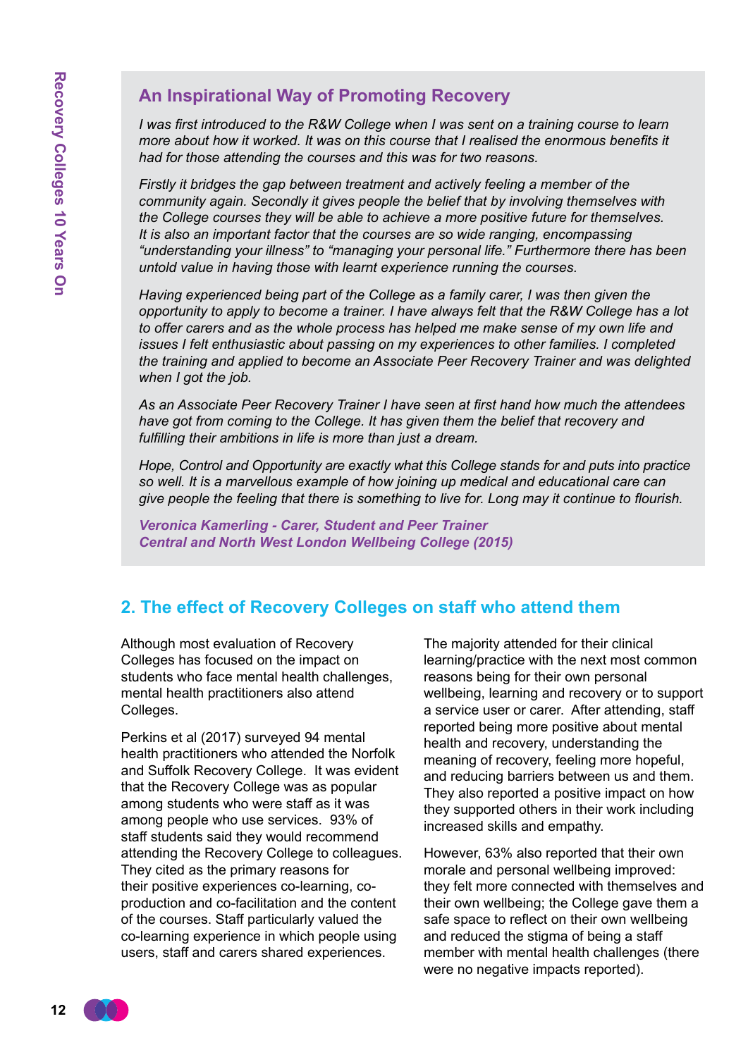### An Inspirational Way of Promoting Recovery

*I was first introduced to the R&W College when I was sent on a training course to learn more about how it worked. It was on this course that I realised the enormous benefits it had for those attending the courses and this was for two reasons.*

*Firstly it bridges the gap between treatment and actively feeling a member of the community again. Secondly it gives people the belief that by involving themselves with the College courses they will be able to achieve a more positive future for themselves. It is also an important factor that the courses are so wide ranging, encompassing "understanding your illness" to "managing your personal life." Furthermore there has been untold value in having those with learnt experience running the courses.*

*Having experienced being part of the College as a family carer, I was then given the opportunity to apply to become a trainer. I have always felt that the R&W College has a lot to offer carers and as the whole process has helped me make sense of my own life and issues I felt enthusiastic about passing on my experiences to other families. I completed the training and applied to become an Associate Peer Recovery Trainer and was delighted when I got the job.*

*As an Associate Peer Recovery Trainer I have seen at first hand how much the attendees have got from coming to the College. It has given them the belief that recovery and fulfilling their ambitions in life is more than just a dream.*

*Hope, Control and Opportunity are exactly what this College stands for and puts into practice so well. It is a marvellous example of how joining up medical and educational care can give people the feeling that there is something to live for. Long may it continue to flourish.*

***Veronica Kamerling - Carer, Student and Peer Trainer***
***Central and North West London Wellbeing College (2015)***

## 2. The effect of Recovery Colleges on staff who attend them

Although most evaluation of Recovery Colleges has focused on the impact on students who face mental health challenges, mental health practitioners also attend Colleges.

Perkins et al (2017) surveyed 94 mental health practitioners who attended the Norfolk and Suffolk Recovery College. It was evident that the Recovery College was as popular among students who were staff as it was among people who use services. 93% of staff students said they would recommend attending the Recovery College to colleagues. They cited as the primary reasons for their positive experiences co-learning, co-production and co-facilitation and the content of the courses. Staff particularly valued the co-learning experience in which people using users, staff and carers shared experiences.

The majority attended for their clinical learning/practice with the next most common reasons being for their own personal wellbeing, learning and recovery or to support a service user or carer. After attending, staff reported being more positive about mental health and recovery, understanding the meaning of recovery, feeling more hopeful, and reducing barriers between us and them. They also reported a positive impact on how they supported others in their work including increased skills and empathy.

However, 63% also reported that their own morale and personal wellbeing improved: they felt more connected with themselves and their own wellbeing; the College gave them a safe space to reflect on their own wellbeing and reduced the stigma of being a staff member with mental health challenges (there were no negative impacts reported).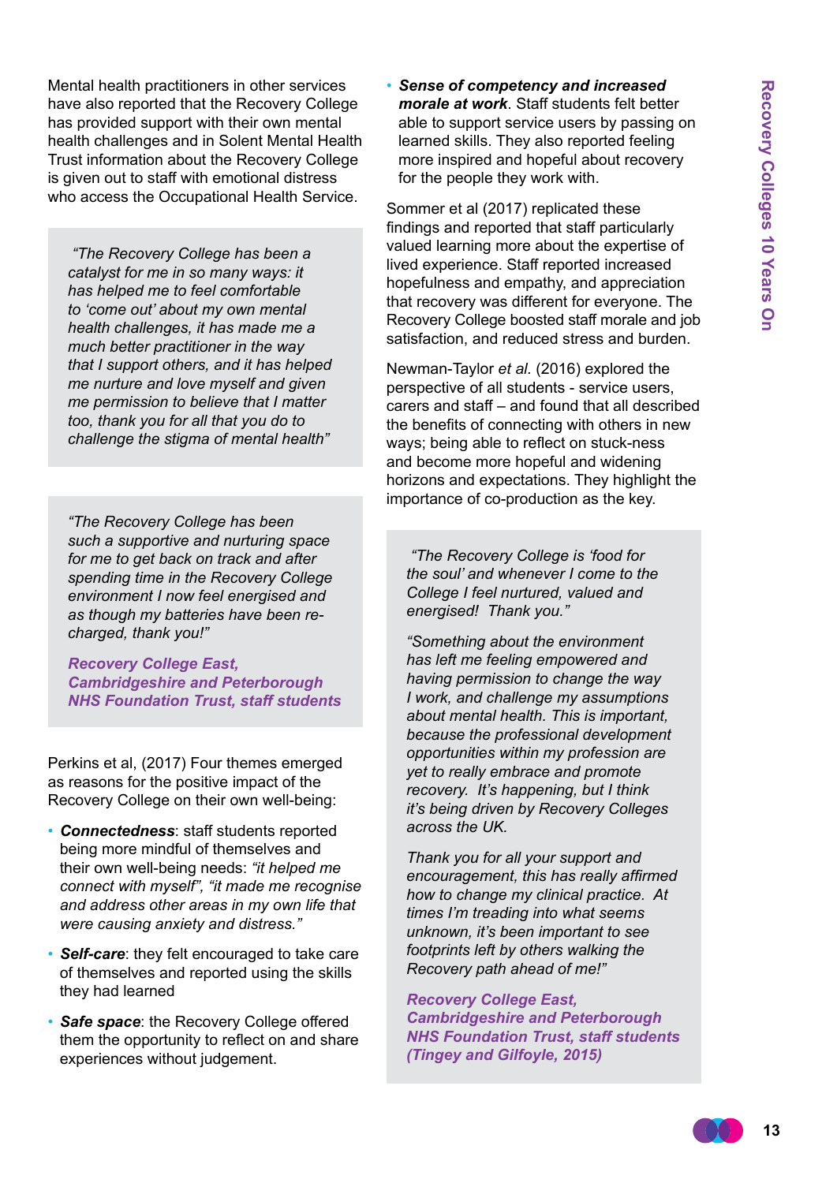Mental health practitioners in other services have also reported that the Recovery College has provided support with their own mental health challenges and in Solent Mental Health Trust information about the Recovery College is given out to staff with emotional distress who access the Occupational Health Service.

> *"The Recovery College has been a catalyst for me in so many ways: it has helped me to feel comfortable to 'come out' about my own mental health challenges, it has made me a much better practitioner in the way that I support others, and it has helped me nurture and love myself and given me permission to believe that I matter too, thank you for all that you do to challenge the stigma of mental health"*

> *"The Recovery College has been such a supportive and nurturing space for me to get back on track and after spending time in the Recovery College environment I now feel energised and as though my batteries have been re-charged, thank you!"*
>
> ***Recovery College East, Cambridgeshire and Peterborough NHS Foundation Trust, staff students***

Perkins et al, (2017) Four themes emerged as reasons for the positive impact of the Recovery College on their own well-being:

- ***Connectedness***: staff students reported being more mindful of themselves and their own well-being needs: *"it helped me connect with myself", "it made me recognise and address other areas in my own life that were causing anxiety and distress."*
- ***Self-care***: they felt encouraged to take care of themselves and reported using the skills they had learned
- ***Safe space***: the Recovery College offered them the opportunity to reflect on and share experiences without judgement.
- ***Sense of competency and increased morale at work***. Staff students felt better able to support service users by passing on learned skills. They also reported feeling more inspired and hopeful about recovery for the people they work with.

Sommer et al (2017) replicated these findings and reported that staff particularly valued learning more about the expertise of lived experience. Staff reported increased hopefulness and empathy, and appreciation that recovery was different for everyone. The Recovery College boosted staff morale and job satisfaction, and reduced stress and burden.

Newman-Taylor *et al.* (2016) explored the perspective of all students - service users, carers and staff – and found that all described the benefits of connecting with others in new ways; being able to reflect on stuck-ness and become more hopeful and widening horizons and expectations. They highlight the importance of co-production as the key.

> *"The Recovery College is 'food for the soul' and whenever I come to the College I feel nurtured, valued and energised! Thank you."*
>
> *"Something about the environment has left me feeling empowered and having permission to change the way I work, and challenge my assumptions about mental health. This is important, because the professional development opportunities within my profession are yet to really embrace and promote recovery. It's happening, but I think it's being driven by Recovery Colleges across the UK.*
>
> *Thank you for all your support and encouragement, this has really affirmed how to change my clinical practice. At times I'm treading into what seems unknown, it's been important to see footprints left by others walking the Recovery path ahead of me!"*
>
> ***Recovery College East, Cambridgeshire and Peterborough NHS Foundation Trust, staff students (Tingey and Gilfoyle, 2015)***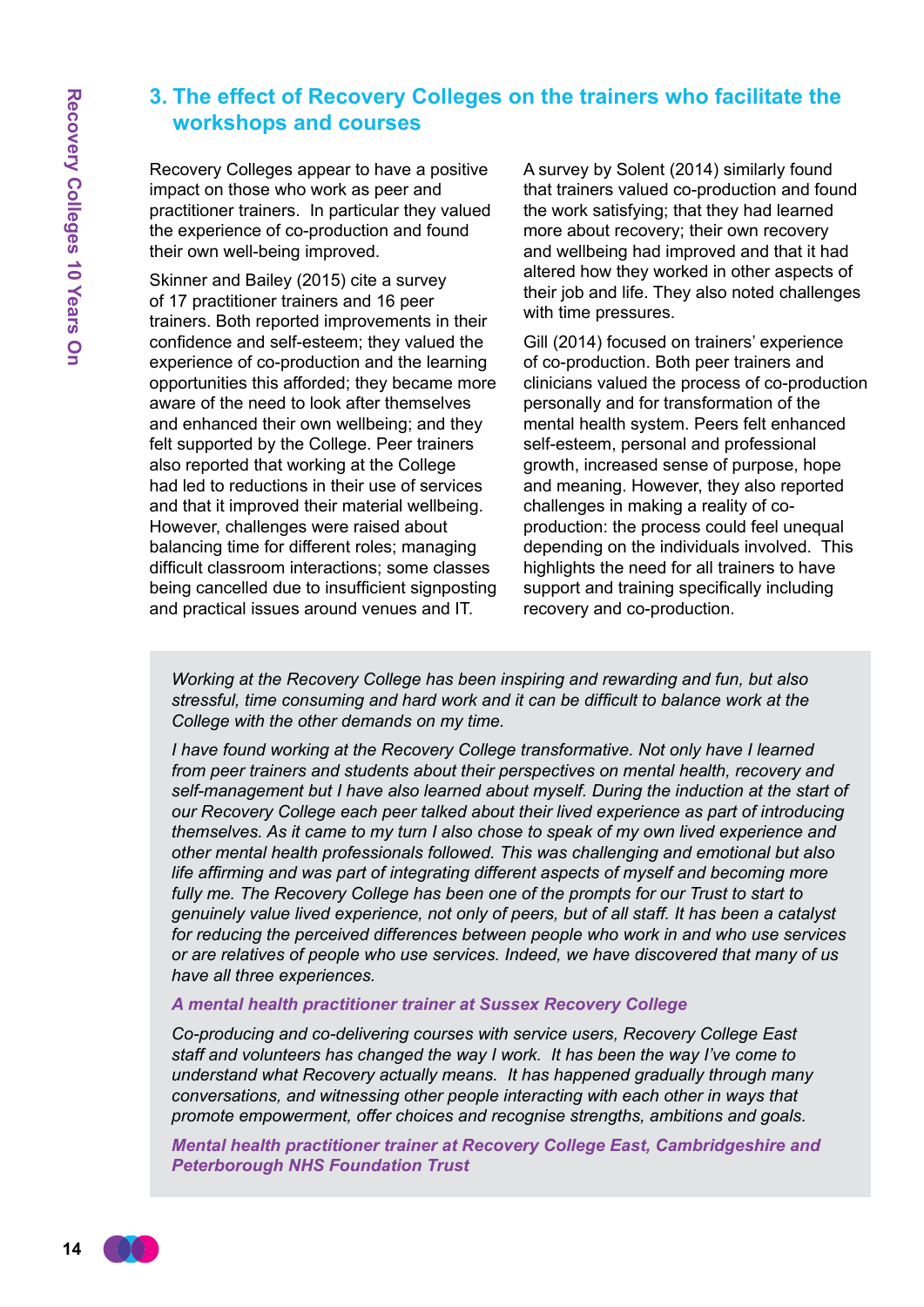## 3. The effect of Recovery Colleges on the trainers who facilitate the workshops and courses

Recovery Colleges appear to have a positive impact on those who work as peer and practitioner trainers. In particular they valued the experience of co-production and found their own well-being improved.

Skinner and Bailey (2015) cite a survey of 17 practitioner trainers and 16 peer trainers. Both reported improvements in their confidence and self-esteem; they valued the experience of co-production and the learning opportunities this afforded; they became more aware of the need to look after themselves and enhanced their own wellbeing; and they felt supported by the College. Peer trainers also reported that working at the College had led to reductions in their use of services and that it improved their material wellbeing. However, challenges were raised about balancing time for different roles; managing difficult classroom interactions; some classes being cancelled due to insufficient signposting and practical issues around venues and IT.

A survey by Solent (2014) similarly found that trainers valued co-production and found the work satisfying; that they had learned more about recovery; their own recovery and wellbeing had improved and that it had altered how they worked in other aspects of their job and life. They also noted challenges with time pressures.

Gill (2014) focused on trainers' experience of co-production. Both peer trainers and clinicians valued the process of co-production personally and for transformation of the mental health system. Peers felt enhanced self-esteem, personal and professional growth, increased sense of purpose, hope and meaning. However, they also reported challenges in making a reality of co-production: the process could feel unequal depending on the individuals involved. This highlights the need for all trainers to have support and training specifically including recovery and co-production.

*Working at the Recovery College has been inspiring and rewarding and fun, but also stressful, time consuming and hard work and it can be difficult to balance work at the College with the other demands on my time.*

*I have found working at the Recovery College transformative. Not only have I learned from peer trainers and students about their perspectives on mental health, recovery and self-management but I have also learned about myself. During the induction at the start of our Recovery College each peer talked about their lived experience as part of introducing themselves. As it came to my turn I also chose to speak of my own lived experience and other mental health professionals followed. This was challenging and emotional but also life affirming and was part of integrating different aspects of myself and becoming more fully me. The Recovery College has been one of the prompts for our Trust to start to genuinely value lived experience, not only of peers, but of all staff. It has been a catalyst for reducing the perceived differences between people who work in and who use services or are relatives of people who use services. Indeed, we have discovered that many of us have all three experiences.*

***A mental health practitioner trainer at Sussex Recovery College***

*Co-producing and co-delivering courses with service users, Recovery College East staff and volunteers has changed the way I work. It has been the way I've come to understand what Recovery actually means. It has happened gradually through many conversations, and witnessing other people interacting with each other in ways that promote empowerment, offer choices and recognise strengths, ambitions and goals.*

***Mental health practitioner trainer at Recovery College East, Cambridgeshire and Peterborough NHS Foundation Trust***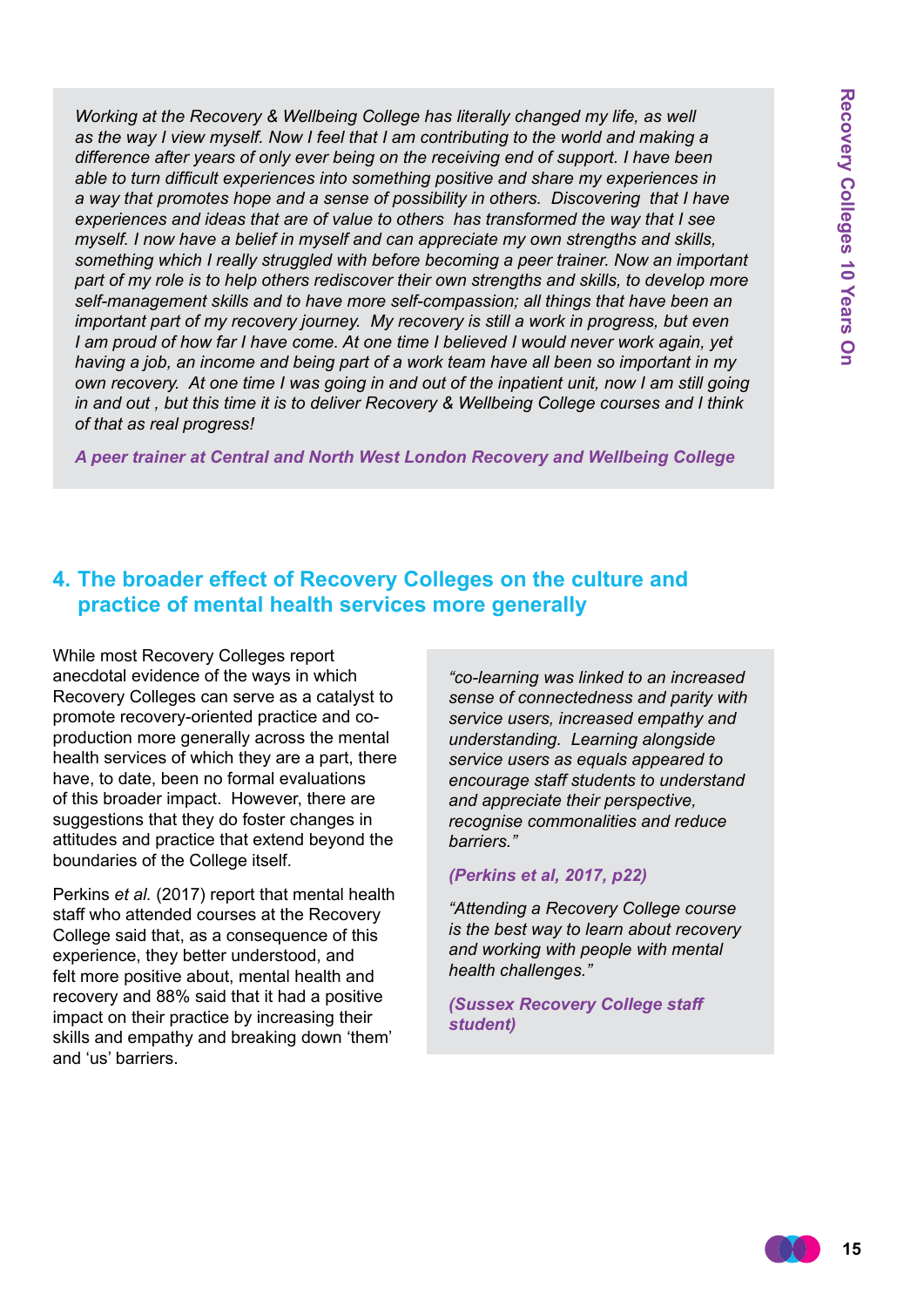*Working at the Recovery & Wellbeing College has literally changed my life, as well as the way I view myself. Now I feel that I am contributing to the world and making a difference after years of only ever being on the receiving end of support. I have been able to turn difficult experiences into something positive and share my experiences in a way that promotes hope and a sense of possibility in others. Discovering that I have experiences and ideas that are of value to others has transformed the way that I see myself. I now have a belief in myself and can appreciate my own strengths and skills, something which I really struggled with before becoming a peer trainer. Now an important part of my role is to help others rediscover their own strengths and skills, to develop more self-management skills and to have more self-compassion; all things that have been an important part of my recovery journey. My recovery is still a work in progress, but even I am proud of how far I have come. At one time I believed I would never work again, yet having a job, an income and being part of a work team have all been so important in my own recovery. At one time I was going in and out of the inpatient unit, now I am still going in and out , but this time it is to deliver Recovery & Wellbeing College courses and I think of that as real progress!*

***A peer trainer at Central and North West London Recovery and Wellbeing College***

## 4. The broader effect of Recovery Colleges on the culture and practice of mental health services more generally

While most Recovery Colleges report anecdotal evidence of the ways in which Recovery Colleges can serve as a catalyst to promote recovery-oriented practice and co-production more generally across the mental health services of which they are a part, there have, to date, been no formal evaluations of this broader impact. However, there are suggestions that they do foster changes in attitudes and practice that extend beyond the boundaries of the College itself.

Perkins *et al.* (2017) report that mental health staff who attended courses at the Recovery College said that, as a consequence of this experience, they better understood, and felt more positive about, mental health and recovery and 88% said that it had a positive impact on their practice by increasing their skills and empathy and breaking down 'them' and 'us' barriers.

*"co-learning was linked to an increased sense of connectedness and parity with service users, increased empathy and understanding. Learning alongside service users as equals appeared to encourage staff students to understand and appreciate their perspective, recognise commonalities and reduce barriers."*

***(Perkins et al, 2017, p22)***

*"Attending a Recovery College course is the best way to learn about recovery and working with people with mental health challenges."*

***(Sussex Recovery College staff student)***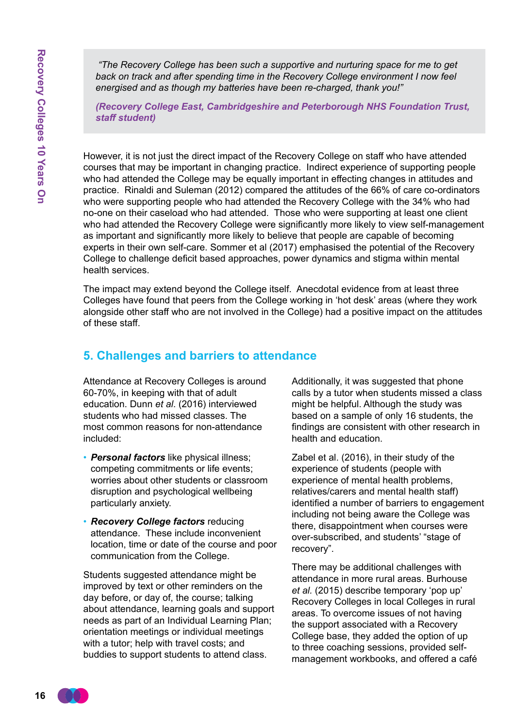> *"The Recovery College has been such a supportive and nurturing space for me to get back on track and after spending time in the Recovery College environment I now feel energised and as though my batteries have been re-charged, thank you!"*
>
> ***(Recovery College East, Cambridgeshire and Peterborough NHS Foundation Trust, staff student)***

However, it is not just the direct impact of the Recovery College on staff who have attended courses that may be important in changing practice. Indirect experience of supporting people who had attended the College may be equally important in effecting changes in attitudes and practice. Rinaldi and Suleman (2012) compared the attitudes of the 66% of care co-ordinators who were supporting people who had attended the Recovery College with the 34% who had no-one on their caseload who had attended. Those who were supporting at least one client who had attended the Recovery College were significantly more likely to view self-management as important and significantly more likely to believe that people are capable of becoming experts in their own self-care. Sommer et al (2017) emphasised the potential of the Recovery College to challenge deficit based approaches, power dynamics and stigma within mental health services.

The impact may extend beyond the College itself. Anecdotal evidence from at least three Colleges have found that peers from the College working in 'hot desk' areas (where they work alongside other staff who are not involved in the College) had a positive impact on the attitudes of these staff.

## 5. Challenges and barriers to attendance

Attendance at Recovery Colleges is around 60-70%, in keeping with that of adult education. Dunn *et al.* (2016) interviewed students who had missed classes. The most common reasons for non-attendance included:

- ***Personal factors*** like physical illness; competing commitments or life events; worries about other students or classroom disruption and psychological wellbeing particularly anxiety.
- ***Recovery College factors*** reducing attendance. These include inconvenient location, time or date of the course and poor communication from the College.

Students suggested attendance might be improved by text or other reminders on the day before, or day of, the course; talking about attendance, learning goals and support needs as part of an Individual Learning Plan; orientation meetings or individual meetings with a tutor; help with travel costs; and buddies to support students to attend class.

Additionally, it was suggested that phone calls by a tutor when students missed a class might be helpful. Although the study was based on a sample of only 16 students, the findings are consistent with other research in health and education.

Zabel et al. (2016), in their study of the experience of students (people with experience of mental health problems, relatives/carers and mental health staff) identified a number of barriers to engagement including not being aware the College was there, disappointment when courses were over-subscribed, and students' "stage of recovery".

There may be additional challenges with attendance in more rural areas. Burhouse *et al.* (2015) describe temporary 'pop up' Recovery Colleges in local Colleges in rural areas. To overcome issues of not having the support associated with a Recovery College base, they added the option of up to three coaching sessions, provided self-management workbooks, and offered a café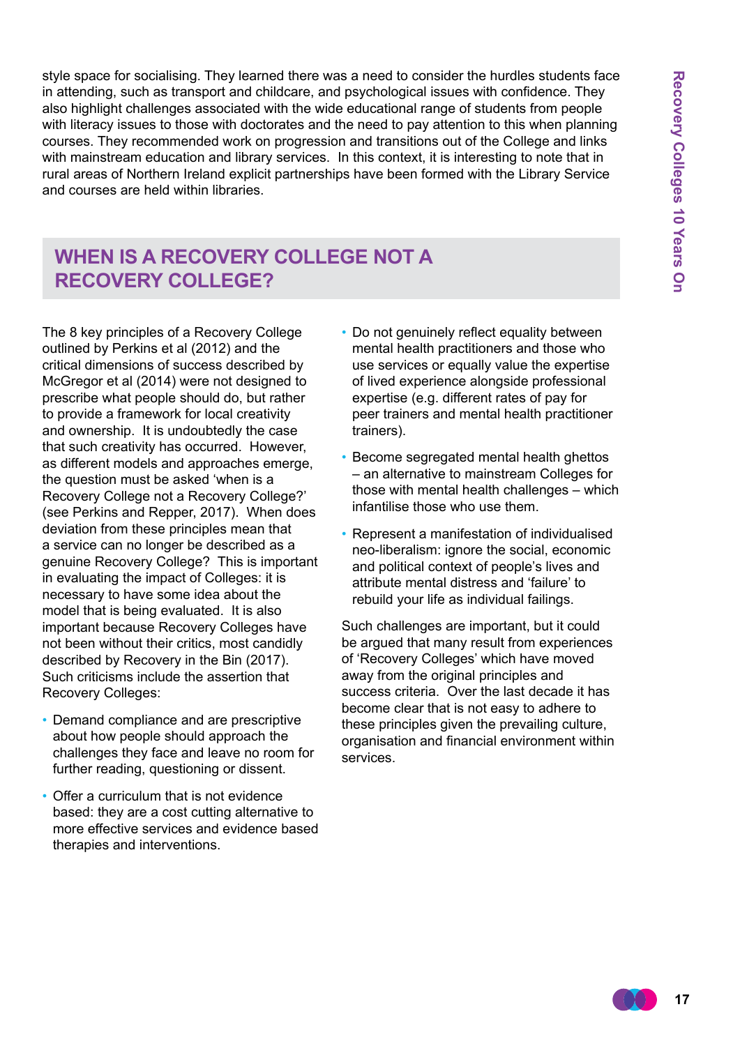style space for socialising. They learned there was a need to consider the hurdles students face in attending, such as transport and childcare, and psychological issues with confidence. They also highlight challenges associated with the wide educational range of students from people with literacy issues to those with doctorates and the need to pay attention to this when planning courses. They recommended work on progression and transitions out of the College and links with mainstream education and library services. In this context, it is interesting to note that in rural areas of Northern Ireland explicit partnerships have been formed with the Library Service and courses are held within libraries.

## WHEN IS A RECOVERY COLLEGE NOT A RECOVERY COLLEGE?

The 8 key principles of a Recovery College outlined by Perkins et al (2012) and the critical dimensions of success described by McGregor et al (2014) were not designed to prescribe what people should do, but rather to provide a framework for local creativity and ownership. It is undoubtedly the case that such creativity has occurred. However, as different models and approaches emerge, the question must be asked 'when is a Recovery College not a Recovery College?' (see Perkins and Repper, 2017). When does deviation from these principles mean that a service can no longer be described as a genuine Recovery College? This is important in evaluating the impact of Colleges: it is necessary to have some idea about the model that is being evaluated. It is also important because Recovery Colleges have not been without their critics, most candidly described by Recovery in the Bin (2017). Such criticisms include the assertion that Recovery Colleges:

- Demand compliance and are prescriptive about how people should approach the challenges they face and leave no room for further reading, questioning or dissent.
- Offer a curriculum that is not evidence based: they are a cost cutting alternative to more effective services and evidence based therapies and interventions.
- Do not genuinely reflect equality between mental health practitioners and those who use services or equally value the expertise of lived experience alongside professional expertise (e.g. different rates of pay for peer trainers and mental health practitioner trainers).
- Become segregated mental health ghettos – an alternative to mainstream Colleges for those with mental health challenges – which infantilise those who use them.
- Represent a manifestation of individualised neo-liberalism: ignore the social, economic and political context of people's lives and attribute mental distress and 'failure' to rebuild your life as individual failings.

Such challenges are important, but it could be argued that many result from experiences of 'Recovery Colleges' which have moved away from the original principles and success criteria. Over the last decade it has become clear that is not easy to adhere to these principles given the prevailing culture, organisation and financial environment within services.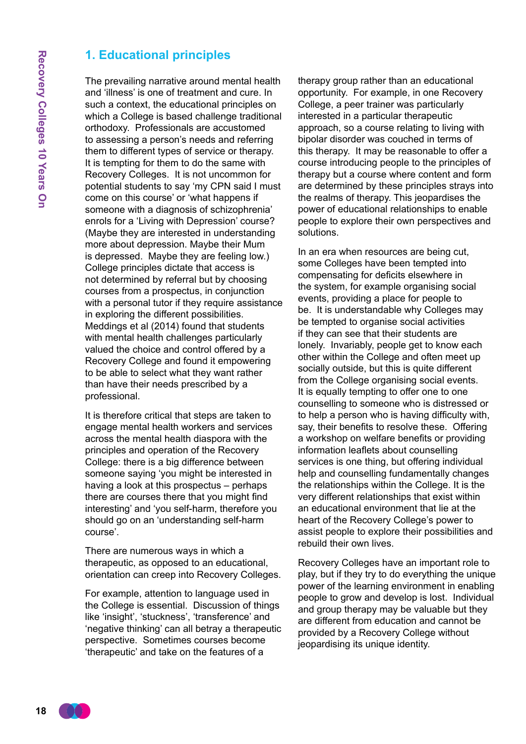## 1. Educational principles

The prevailing narrative around mental health and 'illness' is one of treatment and cure. In such a context, the educational principles on which a College is based challenge traditional orthodoxy. Professionals are accustomed to assessing a person's needs and referring them to different types of service or therapy. It is tempting for them to do the same with Recovery Colleges. It is not uncommon for potential students to say 'my CPN said I must come on this course' or 'what happens if someone with a diagnosis of schizophrenia' enrols for a 'Living with Depression' course? (Maybe they are interested in understanding more about depression. Maybe their Mum is depressed. Maybe they are feeling low.) College principles dictate that access is not determined by referral but by choosing courses from a prospectus, in conjunction with a personal tutor if they require assistance in exploring the different possibilities. Meddings et al (2014) found that students with mental health challenges particularly valued the choice and control offered by a Recovery College and found it empowering to be able to select what they want rather than have their needs prescribed by a professional.

It is therefore critical that steps are taken to engage mental health workers and services across the mental health diaspora with the principles and operation of the Recovery College: there is a big difference between someone saying 'you might be interested in having a look at this prospectus – perhaps there are courses there that you might find interesting' and 'you self-harm, therefore you should go on an 'understanding self-harm course'.

There are numerous ways in which a therapeutic, as opposed to an educational, orientation can creep into Recovery Colleges.

For example, attention to language used in the College is essential. Discussion of things like 'insight', 'stuckness', 'transference' and 'negative thinking' can all betray a therapeutic perspective. Sometimes courses become 'therapeutic' and take on the features of a therapy group rather than an educational opportunity. For example, in one Recovery College, a peer trainer was particularly interested in a particular therapeutic approach, so a course relating to living with bipolar disorder was couched in terms of this therapy. It may be reasonable to offer a course introducing people to the principles of therapy but a course where content and form are determined by these principles strays into the realms of therapy. This jeopardises the power of educational relationships to enable people to explore their own perspectives and solutions.

In an era when resources are being cut, some Colleges have been tempted into compensating for deficits elsewhere in the system, for example organising social events, providing a place for people to be. It is understandable why Colleges may be tempted to organise social activities if they can see that their students are lonely. Invariably, people get to know each other within the College and often meet up socially outside, but this is quite different from the College organising social events. It is equally tempting to offer one to one counselling to someone who is distressed or to help a person who is having difficulty with, say, their benefits to resolve these. Offering a workshop on welfare benefits or providing information leaflets about counselling services is one thing, but offering individual help and counselling fundamentally changes the relationships within the College. It is the very different relationships that exist within an educational environment that lie at the heart of the Recovery College's power to assist people to explore their possibilities and rebuild their own lives.

Recovery Colleges have an important role to play, but if they try to do everything the unique power of the learning environment in enabling people to grow and develop is lost. Individual and group therapy may be valuable but they are different from education and cannot be provided by a Recovery College without jeopardising its unique identity.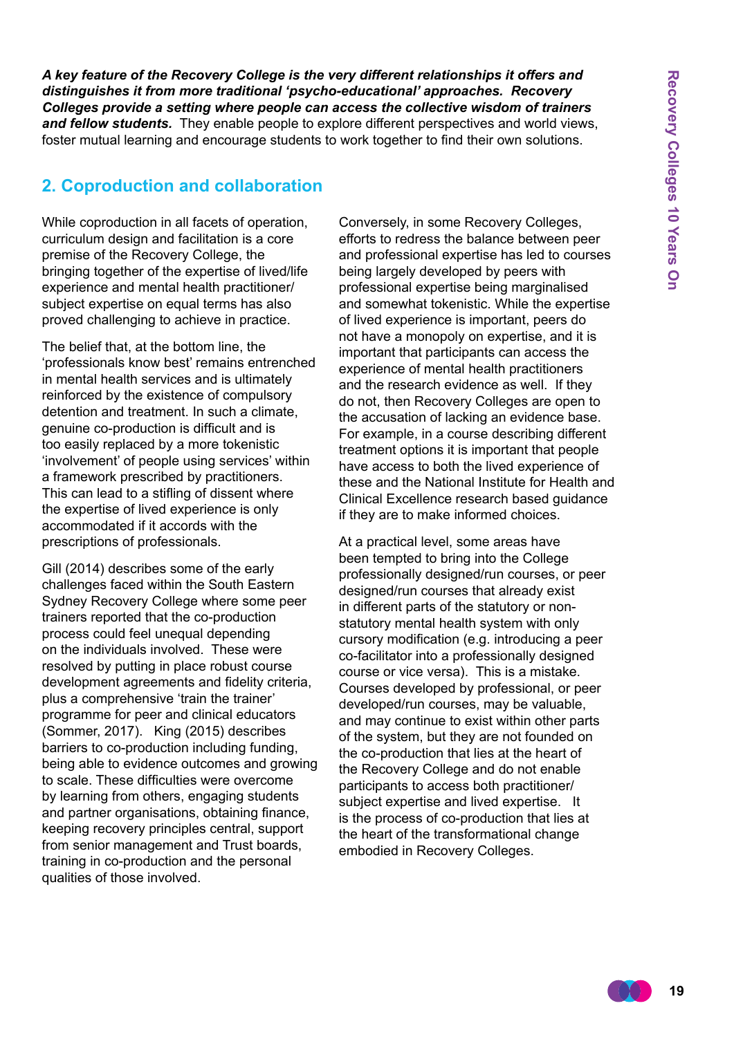***A key feature of the Recovery College is the very different relationships it offers and distinguishes it from more traditional 'psycho-educational' approaches. Recovery Colleges provide a setting where people can access the collective wisdom of trainers and fellow students.*** They enable people to explore different perspectives and world views, foster mutual learning and encourage students to work together to find their own solutions.

## 2. Coproduction and collaboration

While coproduction in all facets of operation, curriculum design and facilitation is a core premise of the Recovery College, the bringing together of the expertise of lived/life experience and mental health practitioner/ subject expertise on equal terms has also proved challenging to achieve in practice.

The belief that, at the bottom line, the 'professionals know best' remains entrenched in mental health services and is ultimately reinforced by the existence of compulsory detention and treatment. In such a climate, genuine co-production is difficult and is too easily replaced by a more tokenistic 'involvement' of people using services' within a framework prescribed by practitioners. This can lead to a stifling of dissent where the expertise of lived experience is only accommodated if it accords with the prescriptions of professionals.

Gill (2014) describes some of the early challenges faced within the South Eastern Sydney Recovery College where some peer trainers reported that the co-production process could feel unequal depending on the individuals involved. These were resolved by putting in place robust course development agreements and fidelity criteria, plus a comprehensive 'train the trainer' programme for peer and clinical educators (Sommer, 2017). King (2015) describes barriers to co-production including funding, being able to evidence outcomes and growing to scale. These difficulties were overcome by learning from others, engaging students and partner organisations, obtaining finance, keeping recovery principles central, support from senior management and Trust boards, training in co-production and the personal qualities of those involved.

Conversely, in some Recovery Colleges, efforts to redress the balance between peer and professional expertise has led to courses being largely developed by peers with professional expertise being marginalised and somewhat tokenistic. While the expertise of lived experience is important, peers do not have a monopoly on expertise, and it is important that participants can access the experience of mental health practitioners and the research evidence as well. If they do not, then Recovery Colleges are open to the accusation of lacking an evidence base. For example, in a course describing different treatment options it is important that people have access to both the lived experience of these and the National Institute for Health and Clinical Excellence research based guidance if they are to make informed choices.

At a practical level, some areas have been tempted to bring into the College professionally designed/run courses, or peer designed/run courses that already exist in different parts of the statutory or non-statutory mental health system with only cursory modification (e.g. introducing a peer co-facilitator into a professionally designed course or vice versa). This is a mistake. Courses developed by professional, or peer developed/run courses, may be valuable, and may continue to exist within other parts of the system, but they are not founded on the co-production that lies at the heart of the Recovery College and do not enable participants to access both practitioner/ subject expertise and lived expertise. It is the process of co-production that lies at the heart of the transformational change embodied in Recovery Colleges.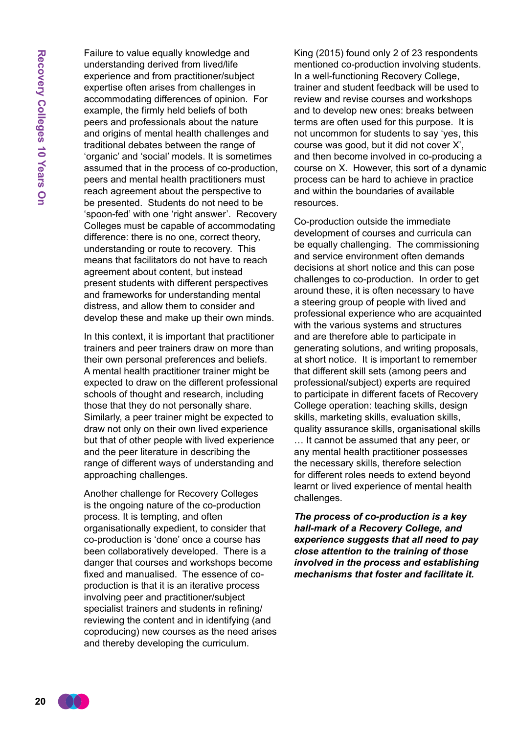Failure to value equally knowledge and understanding derived from lived/life experience and from practitioner/subject expertise often arises from challenges in accommodating differences of opinion. For example, the firmly held beliefs of both peers and professionals about the nature and origins of mental health challenges and traditional debates between the range of 'organic' and 'social' models. It is sometimes assumed that in the process of co-production, peers and mental health practitioners must reach agreement about the perspective to be presented. Students do not need to be 'spoon-fed' with one 'right answer'. Recovery Colleges must be capable of accommodating difference: there is no one, correct theory, understanding or route to recovery. This means that facilitators do not have to reach agreement about content, but instead present students with different perspectives and frameworks for understanding mental distress, and allow them to consider and develop these and make up their own minds.

In this context, it is important that practitioner trainers and peer trainers draw on more than their own personal preferences and beliefs. A mental health practitioner trainer might be expected to draw on the different professional schools of thought and research, including those that they do not personally share. Similarly, a peer trainer might be expected to draw not only on their own lived experience but that of other people with lived experience and the peer literature in describing the range of different ways of understanding and approaching challenges.

Another challenge for Recovery Colleges is the ongoing nature of the co-production process. It is tempting, and often organisationally expedient, to consider that co-production is 'done' once a course has been collaboratively developed. There is a danger that courses and workshops become fixed and manualised. The essence of co-production is that it is an iterative process involving peer and practitioner/subject specialist trainers and students in refining/reviewing the content and in identifying (and coproducing) new courses as the need arises and thereby developing the curriculum.

King (2015) found only 2 of 23 respondents mentioned co-production involving students. In a well-functioning Recovery College, trainer and student feedback will be used to review and revise courses and workshops and to develop new ones: breaks between terms are often used for this purpose. It is not uncommon for students to say 'yes, this course was good, but it did not cover X', and then become involved in co-producing a course on X. However, this sort of a dynamic process can be hard to achieve in practice and within the boundaries of available resources.

Co-production outside the immediate development of courses and curricula can be equally challenging. The commissioning and service environment often demands decisions at short notice and this can pose challenges to co-production. In order to get around these, it is often necessary to have a steering group of people with lived and professional experience who are acquainted with the various systems and structures and are therefore able to participate in generating solutions, and writing proposals, at short notice. It is important to remember that different skill sets (among peers and professional/subject) experts are required to participate in different facets of Recovery College operation: teaching skills, design skills, marketing skills, evaluation skills, quality assurance skills, organisational skills … It cannot be assumed that any peer, or any mental health practitioner possesses the necessary skills, therefore selection for different roles needs to extend beyond learnt or lived experience of mental health challenges.

***The process of co-production is a key hall-mark of a Recovery College, and experience suggests that all need to pay close attention to the training of those involved in the process and establishing mechanisms that foster and facilitate it.***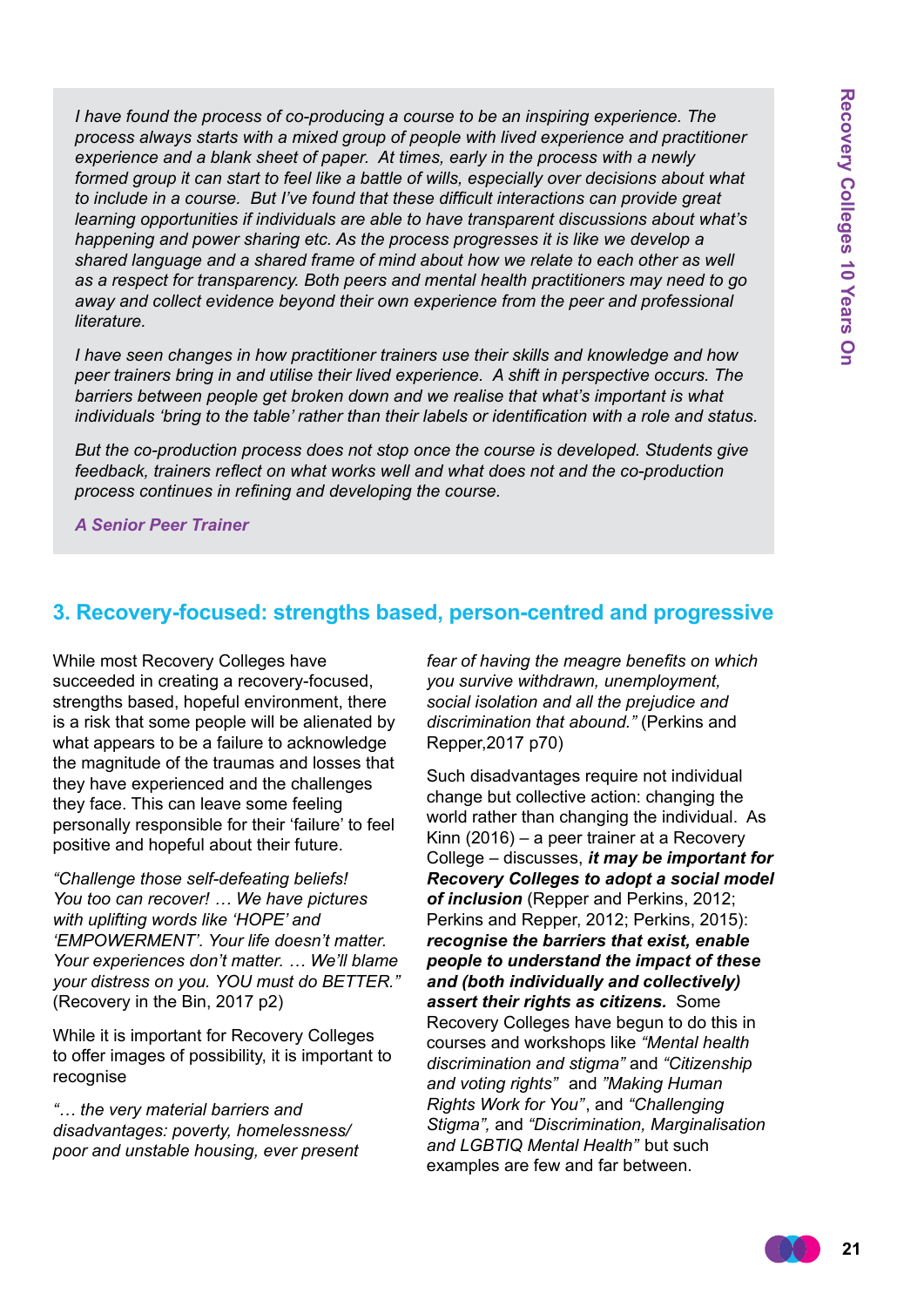*I have found the process of co-producing a course to be an inspiring experience. The process always starts with a mixed group of people with lived experience and practitioner experience and a blank sheet of paper. At times, early in the process with a newly formed group it can start to feel like a battle of wills, especially over decisions about what to include in a course. But I've found that these difficult interactions can provide great learning opportunities if individuals are able to have transparent discussions about what's happening and power sharing etc. As the process progresses it is like we develop a shared language and a shared frame of mind about how we relate to each other as well as a respect for transparency. Both peers and mental health practitioners may need to go away and collect evidence beyond their own experience from the peer and professional literature.*

*I have seen changes in how practitioner trainers use their skills and knowledge and how peer trainers bring in and utilise their lived experience. A shift in perspective occurs. The barriers between people get broken down and we realise that what's important is what individuals 'bring to the table' rather than their labels or identification with a role and status.*

*But the co-production process does not stop once the course is developed. Students give feedback, trainers reflect on what works well and what does not and the co-production process continues in refining and developing the course.*

***A Senior Peer Trainer***

## 3. Recovery-focused: strengths based, person-centred and progressive

While most Recovery Colleges have succeeded in creating a recovery-focused, strengths based, hopeful environment, there is a risk that some people will be alienated by what appears to be a failure to acknowledge the magnitude of the traumas and losses that they have experienced and the challenges they face. This can leave some feeling personally responsible for their 'failure' to feel positive and hopeful about their future.

*"Challenge those self-defeating beliefs! You too can recover! … We have pictures with uplifting words like 'HOPE' and 'EMPOWERMENT'. Your life doesn't matter. Your experiences don't matter. … We'll blame your distress on you. YOU must do BETTER."* (Recovery in the Bin, 2017 p2)

While it is important for Recovery Colleges to offer images of possibility, it is important to recognise

*"… the very material barriers and disadvantages: poverty, homelessness/ poor and unstable housing, ever present fear of having the meagre benefits on which you survive withdrawn, unemployment, social isolation and all the prejudice and discrimination that abound."* (Perkins and Repper,2017 p70)

Such disadvantages require not individual change but collective action: changing the world rather than changing the individual. As Kinn (2016) – a peer trainer at a Recovery College – discusses, ***it may be important for Recovery Colleges to adopt a social model of inclusion*** (Repper and Perkins, 2012; Perkins and Repper, 2012; Perkins, 2015): ***recognise the barriers that exist, enable people to understand the impact of these and (both individually and collectively) assert their rights as citizens.*** Some Recovery Colleges have begun to do this in courses and workshops like *"Mental health discrimination and stigma"* and *"Citizenship and voting rights"* and *"Making Human Rights Work for You"*, and *"Challenging Stigma"*, and *"Discrimination, Marginalisation and LGBTIQ Mental Health"* but such examples are few and far between.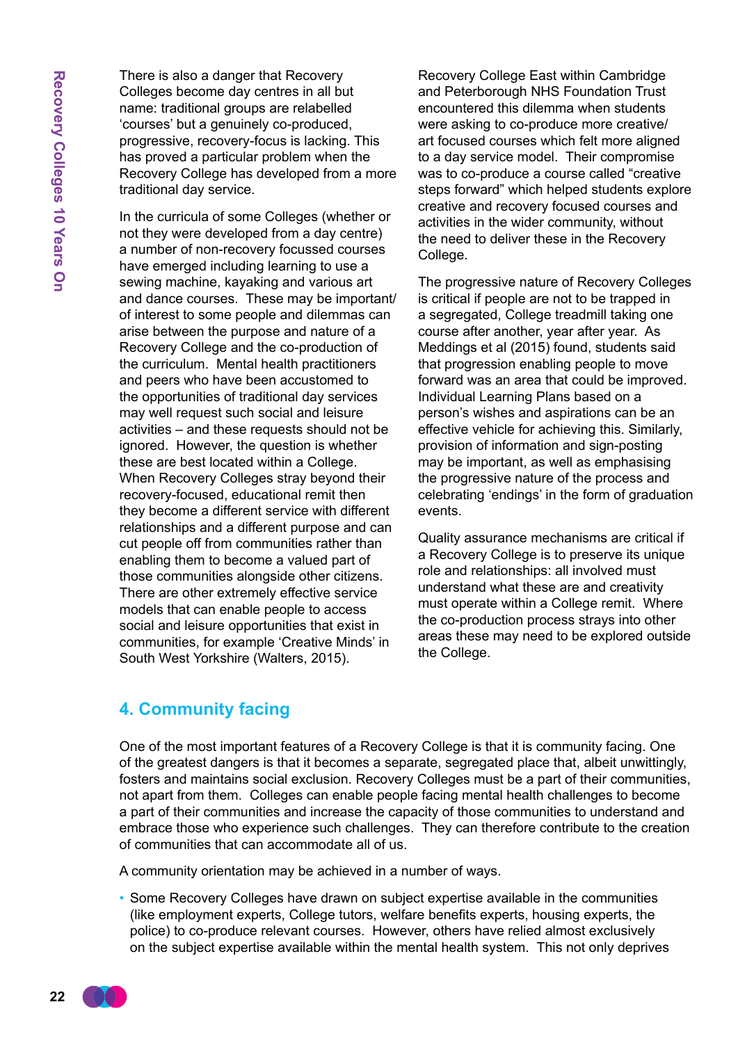There is also a danger that Recovery Colleges become day centres in all but name: traditional groups are relabelled 'courses' but a genuinely co-produced, progressive, recovery-focus is lacking. This has proved a particular problem when the Recovery College has developed from a more traditional day service.

In the curricula of some Colleges (whether or not they were developed from a day centre) a number of non-recovery focussed courses have emerged including learning to use a sewing machine, kayaking and various art and dance courses. These may be important/of interest to some people and dilemmas can arise between the purpose and nature of a Recovery College and the co-production of the curriculum. Mental health practitioners and peers who have been accustomed to the opportunities of traditional day services may well request such social and leisure activities – and these requests should not be ignored. However, the question is whether these are best located within a College. When Recovery Colleges stray beyond their recovery-focused, educational remit then they become a different service with different relationships and a different purpose and can cut people off from communities rather than enabling them to become a valued part of those communities alongside other citizens. There are other extremely effective service models that can enable people to access social and leisure opportunities that exist in communities, for example 'Creative Minds' in South West Yorkshire (Walters, 2015).

Recovery College East within Cambridge and Peterborough NHS Foundation Trust encountered this dilemma when students were asking to co-produce more creative/art focused courses which felt more aligned to a day service model. Their compromise was to co-produce a course called "creative steps forward" which helped students explore creative and recovery focused courses and activities in the wider community, without the need to deliver these in the Recovery College.

The progressive nature of Recovery Colleges is critical if people are not to be trapped in a segregated, College treadmill taking one course after another, year after year. As Meddings et al (2015) found, students said that progression enabling people to move forward was an area that could be improved. Individual Learning Plans based on a person's wishes and aspirations can be an effective vehicle for achieving this. Similarly, provision of information and sign-posting may be important, as well as emphasising the progressive nature of the process and celebrating 'endings' in the form of graduation events.

Quality assurance mechanisms are critical if a Recovery College is to preserve its unique role and relationships: all involved must understand what these are and creativity must operate within a College remit. Where the co-production process strays into other areas these may need to be explored outside the College.

## 4. Community facing

One of the most important features of a Recovery College is that it is community facing. One of the greatest dangers is that it becomes a separate, segregated place that, albeit unwittingly, fosters and maintains social exclusion. Recovery Colleges must be a part of their communities, not apart from them. Colleges can enable people facing mental health challenges to become a part of their communities and increase the capacity of those communities to understand and embrace those who experience such challenges. They can therefore contribute to the creation of communities that can accommodate all of us.

A community orientation may be achieved in a number of ways.

- Some Recovery Colleges have drawn on subject expertise available in the communities (like employment experts, College tutors, welfare benefits experts, housing experts, the police) to co-produce relevant courses. However, others have relied almost exclusively on the subject expertise available within the mental health system. This not only deprives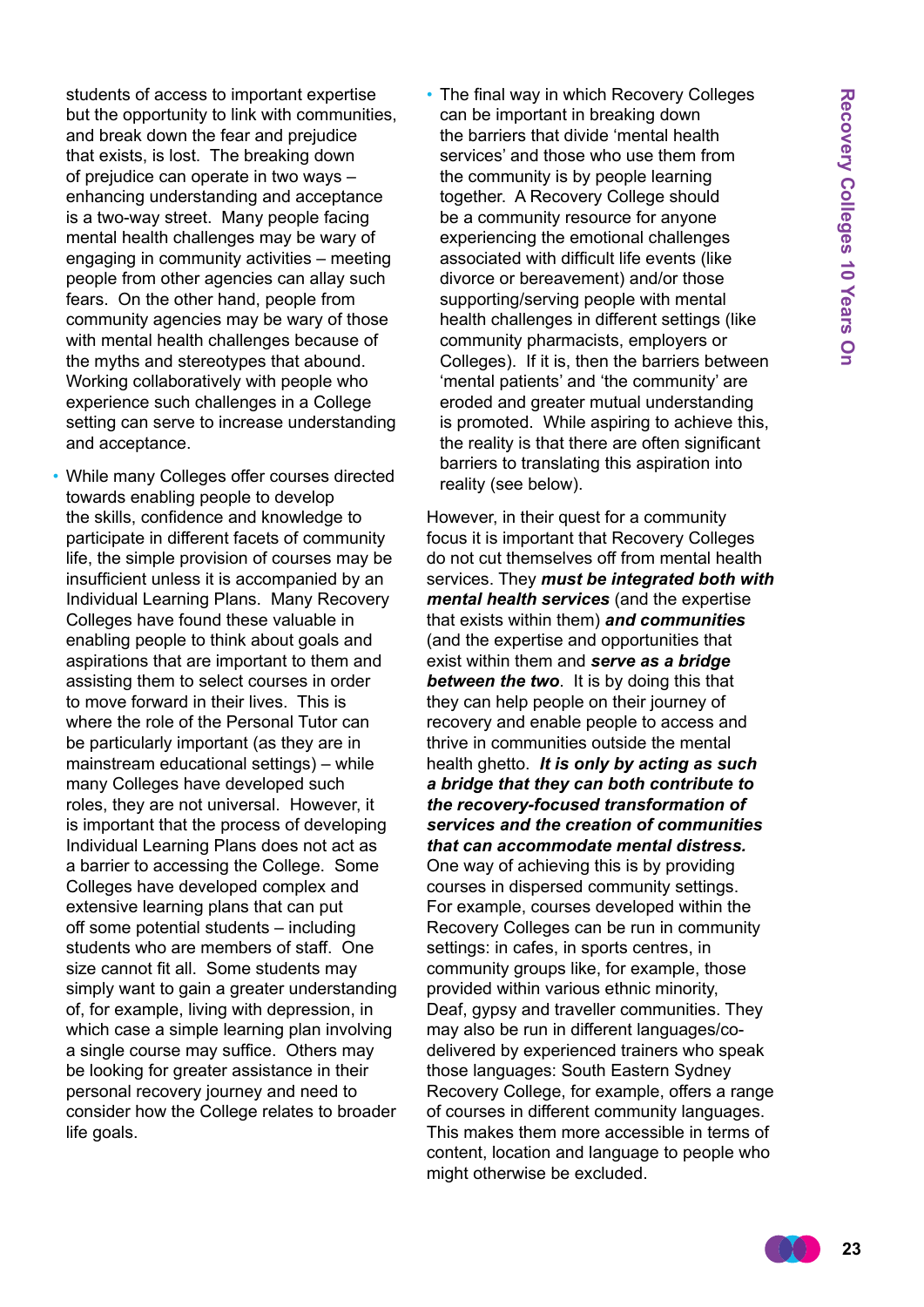students of access to important expertise but the opportunity to link with communities, and break down the fear and prejudice that exists, is lost. The breaking down of prejudice can operate in two ways – enhancing understanding and acceptance is a two-way street. Many people facing mental health challenges may be wary of engaging in community activities – meeting people from other agencies can allay such fears. On the other hand, people from community agencies may be wary of those with mental health challenges because of the myths and stereotypes that abound. Working collaboratively with people who experience such challenges in a College setting can serve to increase understanding and acceptance.

- While many Colleges offer courses directed towards enabling people to develop the skills, confidence and knowledge to participate in different facets of community life, the simple provision of courses may be insufficient unless it is accompanied by an Individual Learning Plans. Many Recovery Colleges have found these valuable in enabling people to think about goals and aspirations that are important to them and assisting them to select courses in order to move forward in their lives. This is where the role of the Personal Tutor can be particularly important (as they are in mainstream educational settings) – while many Colleges have developed such roles, they are not universal. However, it is important that the process of developing Individual Learning Plans does not act as a barrier to accessing the College. Some Colleges have developed complex and extensive learning plans that can put off some potential students – including students who are members of staff. One size cannot fit all. Some students may simply want to gain a greater understanding of, for example, living with depression, in which case a simple learning plan involving a single course may suffice. Others may be looking for greater assistance in their personal recovery journey and need to consider how the College relates to broader life goals.

- The final way in which Recovery Colleges can be important in breaking down the barriers that divide 'mental health services' and those who use them from the community is by people learning together. A Recovery College should be a community resource for anyone experiencing the emotional challenges associated with difficult life events (like divorce or bereavement) and/or those supporting/serving people with mental health challenges in different settings (like community pharmacists, employers or Colleges). If it is, then the barriers between 'mental patients' and 'the community' are eroded and greater mutual understanding is promoted. While aspiring to achieve this, the reality is that there are often significant barriers to translating this aspiration into reality (see below).

However, in their quest for a community focus it is important that Recovery Colleges do not cut themselves off from mental health services. They ***must be integrated both with mental health services*** (and the expertise that exists within them) ***and communities*** (and the expertise and opportunities that exist within them and ***serve as a bridge between the two***. It is by doing this that they can help people on their journey of recovery and enable people to access and thrive in communities outside the mental health ghetto. ***It is only by acting as such a bridge that they can both contribute to the recovery-focused transformation of services and the creation of communities that can accommodate mental distress.*** One way of achieving this is by providing courses in dispersed community settings. For example, courses developed within the Recovery Colleges can be run in community settings: in cafes, in sports centres, in community groups like, for example, those provided within various ethnic minority, Deaf, gypsy and traveller communities. They may also be run in different languages/co-delivered by experienced trainers who speak those languages: South Eastern Sydney Recovery College, for example, offers a range of courses in different community languages. This makes them more accessible in terms of content, location and language to people who might otherwise be excluded.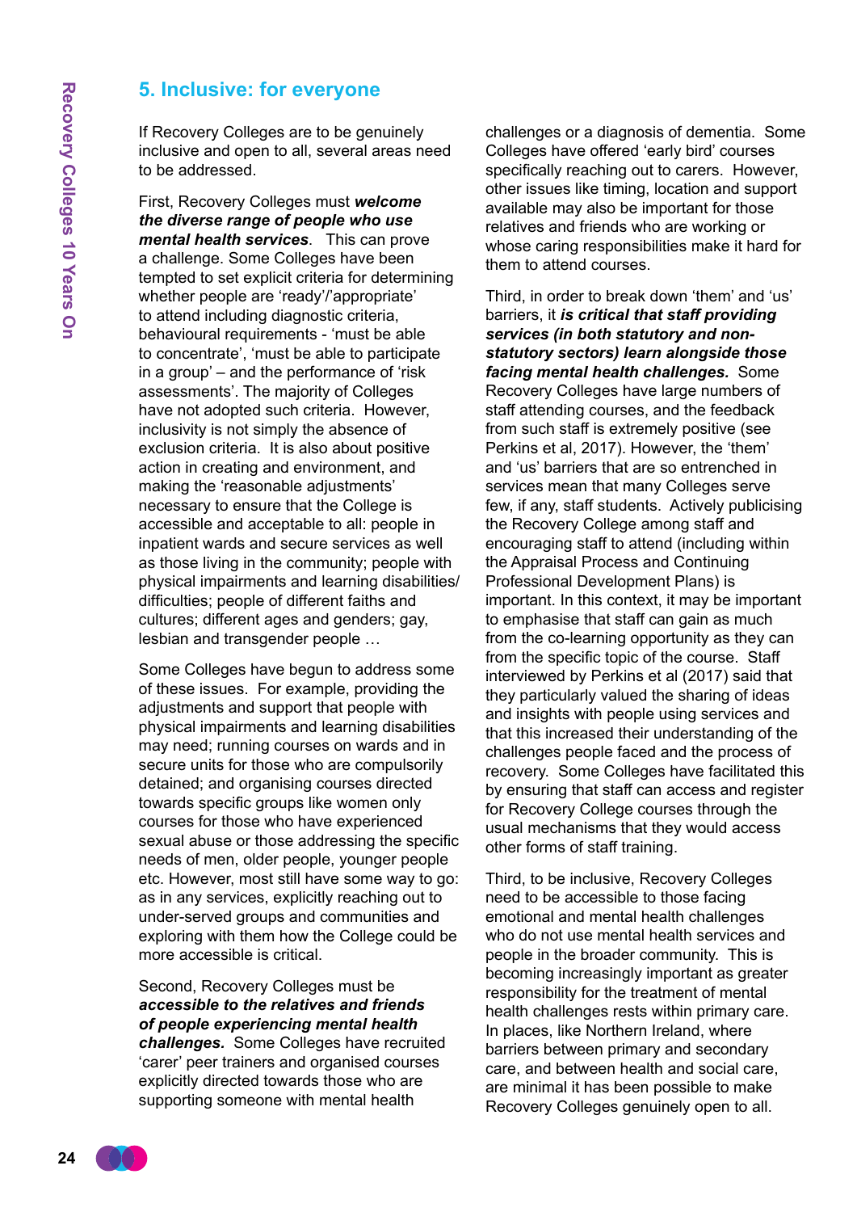## 5. Inclusive: for everyone

If Recovery Colleges are to be genuinely inclusive and open to all, several areas need to be addressed.

First, Recovery Colleges must ***welcome the diverse range of people who use mental health services***. This can prove a challenge. Some Colleges have been tempted to set explicit criteria for determining whether people are 'ready'/'appropriate' to attend including diagnostic criteria, behavioural requirements - 'must be able to concentrate', 'must be able to participate in a group' – and the performance of 'risk assessments'. The majority of Colleges have not adopted such criteria. However, inclusivity is not simply the absence of exclusion criteria. It is also about positive action in creating and environment, and making the 'reasonable adjustments' necessary to ensure that the College is accessible and acceptable to all: people in inpatient wards and secure services as well as those living in the community; people with physical impairments and learning disabilities/ difficulties; people of different faiths and cultures; different ages and genders; gay, lesbian and transgender people …

Some Colleges have begun to address some of these issues. For example, providing the adjustments and support that people with physical impairments and learning disabilities may need; running courses on wards and in secure units for those who are compulsorily detained; and organising courses directed towards specific groups like women only courses for those who have experienced sexual abuse or those addressing the specific needs of men, older people, younger people etc. However, most still have some way to go: as in any services, explicitly reaching out to under-served groups and communities and exploring with them how the College could be more accessible is critical.

Second, Recovery Colleges must be ***accessible to the relatives and friends of people experiencing mental health challenges.*** Some Colleges have recruited 'carer' peer trainers and organised courses explicitly directed towards those who are supporting someone with mental health challenges or a diagnosis of dementia. Some Colleges have offered 'early bird' courses specifically reaching out to carers. However, other issues like timing, location and support available may also be important for those relatives and friends who are working or whose caring responsibilities make it hard for them to attend courses.

Third, in order to break down 'them' and 'us' barriers, it ***is critical that staff providing services (in both statutory and non-statutory sectors) learn alongside those facing mental health challenges.*** Some Recovery Colleges have large numbers of staff attending courses, and the feedback from such staff is extremely positive (see Perkins et al, 2017). However, the 'them' and 'us' barriers that are so entrenched in services mean that many Colleges serve few, if any, staff students. Actively publicising the Recovery College among staff and encouraging staff to attend (including within the Appraisal Process and Continuing Professional Development Plans) is important. In this context, it may be important to emphasise that staff can gain as much from the co-learning opportunity as they can from the specific topic of the course. Staff interviewed by Perkins et al (2017) said that they particularly valued the sharing of ideas and insights with people using services and that this increased their understanding of the challenges people faced and the process of recovery. Some Colleges have facilitated this by ensuring that staff can access and register for Recovery College courses through the usual mechanisms that they would access other forms of staff training.

Third, to be inclusive, Recovery Colleges need to be accessible to those facing emotional and mental health challenges who do not use mental health services and people in the broader community. This is becoming increasingly important as greater responsibility for the treatment of mental health challenges rests within primary care. In places, like Northern Ireland, where barriers between primary and secondary care, and between health and social care, are minimal it has been possible to make Recovery Colleges genuinely open to all.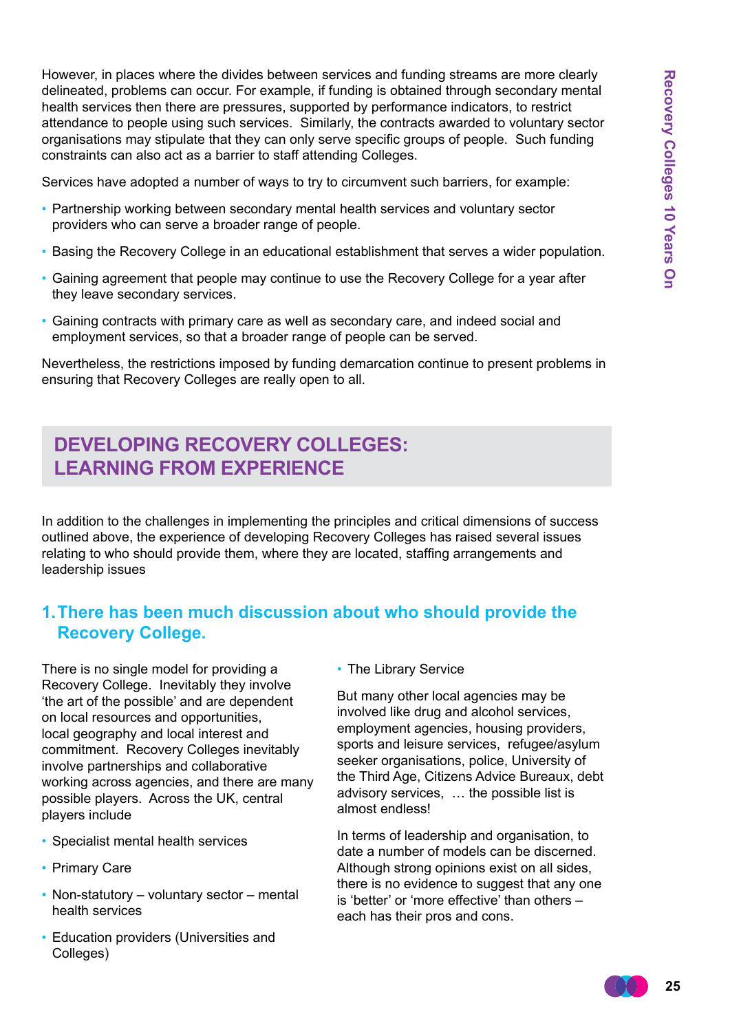However, in places where the divides between services and funding streams are more clearly delineated, problems can occur. For example, if funding is obtained through secondary mental health services then there are pressures, supported by performance indicators, to restrict attendance to people using such services. Similarly, the contracts awarded to voluntary sector organisations may stipulate that they can only serve specific groups of people. Such funding constraints can also act as a barrier to staff attending Colleges.

Services have adopted a number of ways to try to circumvent such barriers, for example:

- Partnership working between secondary mental health services and voluntary sector providers who can serve a broader range of people.
- Basing the Recovery College in an educational establishment that serves a wider population.
- Gaining agreement that people may continue to use the Recovery College for a year after they leave secondary services.
- Gaining contracts with primary care as well as secondary care, and indeed social and employment services, so that a broader range of people can be served.

Nevertheless, the restrictions imposed by funding demarcation continue to present problems in ensuring that Recovery Colleges are really open to all.

## DEVELOPING RECOVERY COLLEGES: LEARNING FROM EXPERIENCE

In addition to the challenges in implementing the principles and critical dimensions of success outlined above, the experience of developing Recovery Colleges has raised several issues relating to who should provide them, where they are located, staffing arrangements and leadership issues

### 1. There has been much discussion about who should provide the Recovery College.

There is no single model for providing a Recovery College. Inevitably they involve 'the art of the possible' and are dependent on local resources and opportunities, local geography and local interest and commitment. Recovery Colleges inevitably involve partnerships and collaborative working across agencies, and there are many possible players. Across the UK, central players include

- Specialist mental health services
- Primary Care
- Non-statutory – voluntary sector – mental health services
- Education providers (Universities and Colleges)
- The Library Service

But many other local agencies may be involved like drug and alcohol services, employment agencies, housing providers, sports and leisure services, refugee/asylum seeker organisations, police, University of the Third Age, Citizens Advice Bureaux, debt advisory services, … the possible list is almost endless!

In terms of leadership and organisation, to date a number of models can be discerned. Although strong opinions exist on all sides, there is no evidence to suggest that any one is 'better' or 'more effective' than others – each has their pros and cons.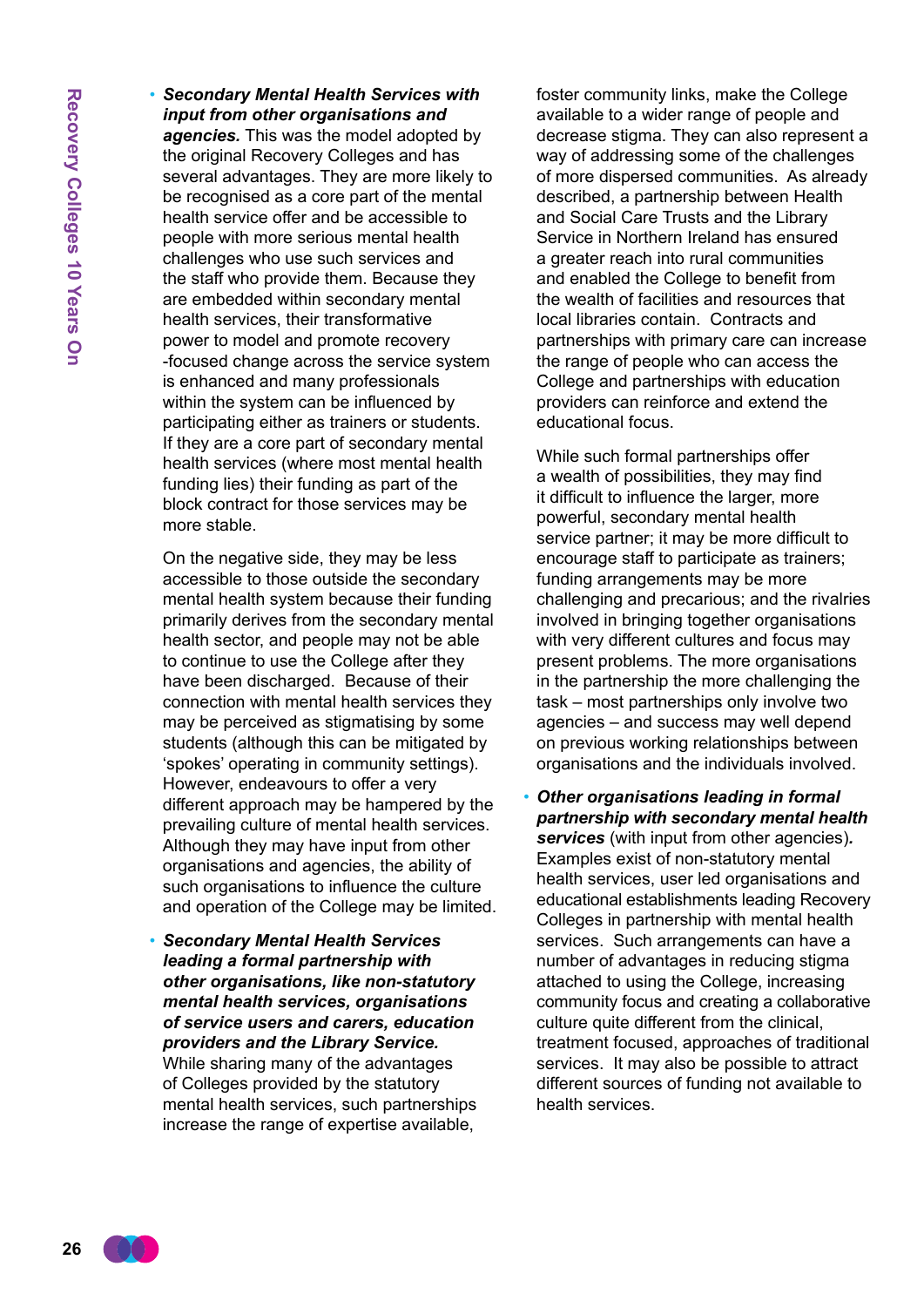- ***Secondary Mental Health Services with input from other organisations and agencies.*** This was the model adopted by the original Recovery Colleges and has several advantages. They are more likely to be recognised as a core part of the mental health service offer and be accessible to people with more serious mental health challenges who use such services and the staff who provide them. Because they are embedded within secondary mental health services, their transformative power to model and promote recovery -focused change across the service system is enhanced and many professionals within the system can be influenced by participating either as trainers or students. If they are a core part of secondary mental health services (where most mental health funding lies) their funding as part of the block contract for those services may be more stable.

  On the negative side, they may be less accessible to those outside the secondary mental health system because their funding primarily derives from the secondary mental health sector, and people may not be able to continue to use the College after they have been discharged. Because of their connection with mental health services they may be perceived as stigmatising by some students (although this can be mitigated by 'spokes' operating in community settings). However, endeavours to offer a very different approach may be hampered by the prevailing culture of mental health services. Although they may have input from other organisations and agencies, the ability of such organisations to influence the culture and operation of the College may be limited.

- ***Secondary Mental Health Services leading a formal partnership with other organisations, like non-statutory mental health services, organisations of service users and carers, education providers and the Library Service.*** While sharing many of the advantages of Colleges provided by the statutory mental health services, such partnerships increase the range of expertise available, foster community links, make the College available to a wider range of people and decrease stigma. They can also represent a way of addressing some of the challenges of more dispersed communities. As already described, a partnership between Health and Social Care Trusts and the Library Service in Northern Ireland has ensured a greater reach into rural communities and enabled the College to benefit from the wealth of facilities and resources that local libraries contain. Contracts and partnerships with primary care can increase the range of people who can access the College and partnerships with education providers can reinforce and extend the educational focus.

  While such formal partnerships offer a wealth of possibilities, they may find it difficult to influence the larger, more powerful, secondary mental health service partner; it may be more difficult to encourage staff to participate as trainers; funding arrangements may be more challenging and precarious; and the rivalries involved in bringing together organisations with very different cultures and focus may present problems. The more organisations in the partnership the more challenging the task – most partnerships only involve two agencies – and success may well depend on previous working relationships between organisations and the individuals involved.

- ***Other organisations leading in formal partnership with secondary mental health services*** (with input from other agencies)***.*** Examples exist of non-statutory mental health services, user led organisations and educational establishments leading Recovery Colleges in partnership with mental health services. Such arrangements can have a number of advantages in reducing stigma attached to using the College, increasing community focus and creating a collaborative culture quite different from the clinical, treatment focused, approaches of traditional services. It may also be possible to attract different sources of funding not available to health services.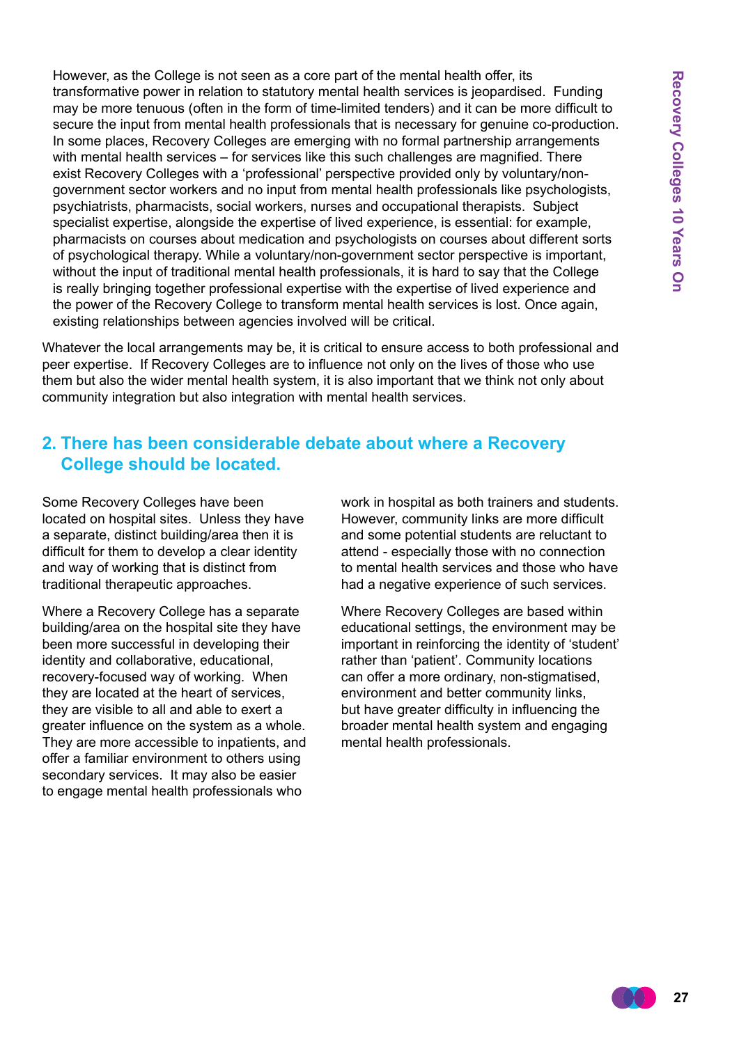However, as the College is not seen as a core part of the mental health offer, its transformative power in relation to statutory mental health services is jeopardised. Funding may be more tenuous (often in the form of time-limited tenders) and it can be more difficult to secure the input from mental health professionals that is necessary for genuine co-production. In some places, Recovery Colleges are emerging with no formal partnership arrangements with mental health services – for services like this such challenges are magnified. There exist Recovery Colleges with a 'professional' perspective provided only by voluntary/non-government sector workers and no input from mental health professionals like psychologists, psychiatrists, pharmacists, social workers, nurses and occupational therapists. Subject specialist expertise, alongside the expertise of lived experience, is essential: for example, pharmacists on courses about medication and psychologists on courses about different sorts of psychological therapy. While a voluntary/non-government sector perspective is important, without the input of traditional mental health professionals, it is hard to say that the College is really bringing together professional expertise with the expertise of lived experience and the power of the Recovery College to transform mental health services is lost. Once again, existing relationships between agencies involved will be critical.

Whatever the local arrangements may be, it is critical to ensure access to both professional and peer expertise. If Recovery Colleges are to influence not only on the lives of those who use them but also the wider mental health system, it is also important that we think not only about community integration but also integration with mental health services.

## 2. There has been considerable debate about where a Recovery College should be located.

Some Recovery Colleges have been located on hospital sites. Unless they have a separate, distinct building/area then it is difficult for them to develop a clear identity and way of working that is distinct from traditional therapeutic approaches.

Where a Recovery College has a separate building/area on the hospital site they have been more successful in developing their identity and collaborative, educational, recovery-focused way of working. When they are located at the heart of services, they are visible to all and able to exert a greater influence on the system as a whole. They are more accessible to inpatients, and offer a familiar environment to others using secondary services. It may also be easier to engage mental health professionals who work in hospital as both trainers and students. However, community links are more difficult and some potential students are reluctant to attend - especially those with no connection to mental health services and those who have had a negative experience of such services.

Where Recovery Colleges are based within educational settings, the environment may be important in reinforcing the identity of 'student' rather than 'patient'. Community locations can offer a more ordinary, non-stigmatised, environment and better community links, but have greater difficulty in influencing the broader mental health system and engaging mental health professionals.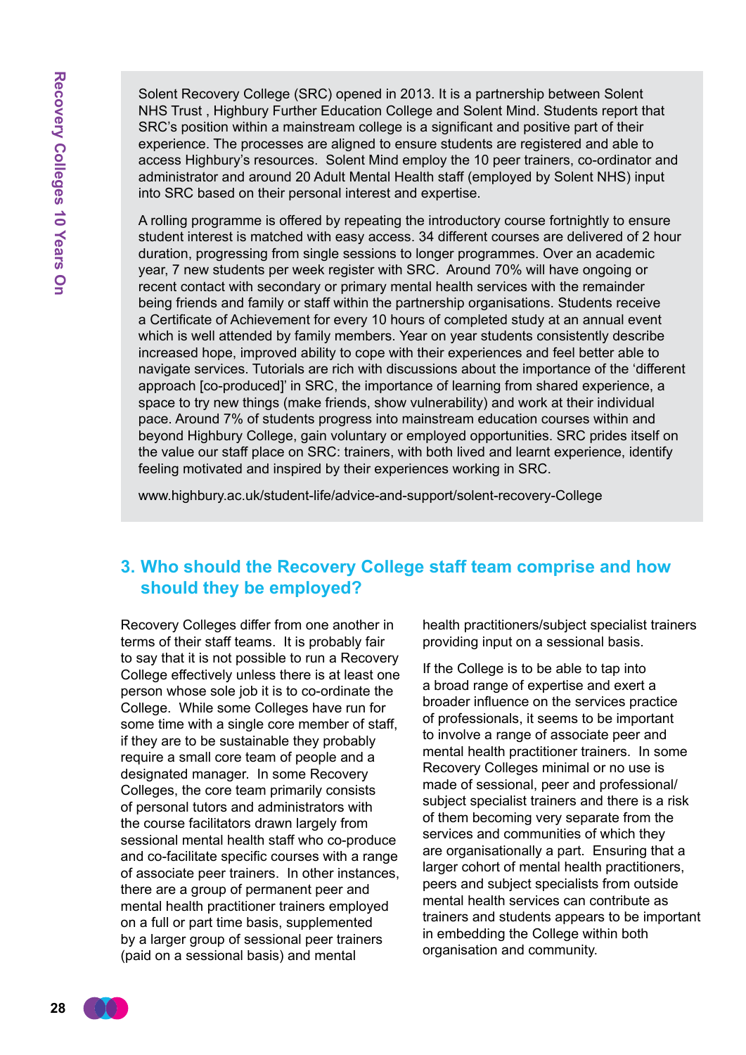Solent Recovery College (SRC) opened in 2013. It is a partnership between Solent NHS Trust , Highbury Further Education College and Solent Mind. Students report that SRC's position within a mainstream college is a significant and positive part of their experience. The processes are aligned to ensure students are registered and able to access Highbury's resources. Solent Mind employ the 10 peer trainers, co-ordinator and administrator and around 20 Adult Mental Health staff (employed by Solent NHS) input into SRC based on their personal interest and expertise.

A rolling programme is offered by repeating the introductory course fortnightly to ensure student interest is matched with easy access. 34 different courses are delivered of 2 hour duration, progressing from single sessions to longer programmes. Over an academic year, 7 new students per week register with SRC. Around 70% will have ongoing or recent contact with secondary or primary mental health services with the remainder being friends and family or staff within the partnership organisations. Students receive a Certificate of Achievement for every 10 hours of completed study at an annual event which is well attended by family members. Year on year students consistently describe increased hope, improved ability to cope with their experiences and feel better able to navigate services. Tutorials are rich with discussions about the importance of the 'different approach [co-produced]' in SRC, the importance of learning from shared experience, a space to try new things (make friends, show vulnerability) and work at their individual pace. Around 7% of students progress into mainstream education courses within and beyond Highbury College, gain voluntary or employed opportunities. SRC prides itself on the value our staff place on SRC: trainers, with both lived and learnt experience, identify feeling motivated and inspired by their experiences working in SRC.

www.highbury.ac.uk/student-life/advice-and-support/solent-recovery-College

## 3. Who should the Recovery College staff team comprise and how should they be employed?

Recovery Colleges differ from one another in terms of their staff teams. It is probably fair to say that it is not possible to run a Recovery College effectively unless there is at least one person whose sole job it is to co-ordinate the College. While some Colleges have run for some time with a single core member of staff, if they are to be sustainable they probably require a small core team of people and a designated manager. In some Recovery Colleges, the core team primarily consists of personal tutors and administrators with the course facilitators drawn largely from sessional mental health staff who co-produce and co-facilitate specific courses with a range of associate peer trainers. In other instances, there are a group of permanent peer and mental health practitioner trainers employed on a full or part time basis, supplemented by a larger group of sessional peer trainers (paid on a sessional basis) and mental health practitioners/subject specialist trainers providing input on a sessional basis.

If the College is to be able to tap into a broad range of expertise and exert a broader influence on the services practice of professionals, it seems to be important to involve a range of associate peer and mental health practitioner trainers. In some Recovery Colleges minimal or no use is made of sessional, peer and professional/ subject specialist trainers and there is a risk of them becoming very separate from the services and communities of which they are organisationally a part. Ensuring that a larger cohort of mental health practitioners, peers and subject specialists from outside mental health services can contribute as trainers and students appears to be important in embedding the College within both organisation and community.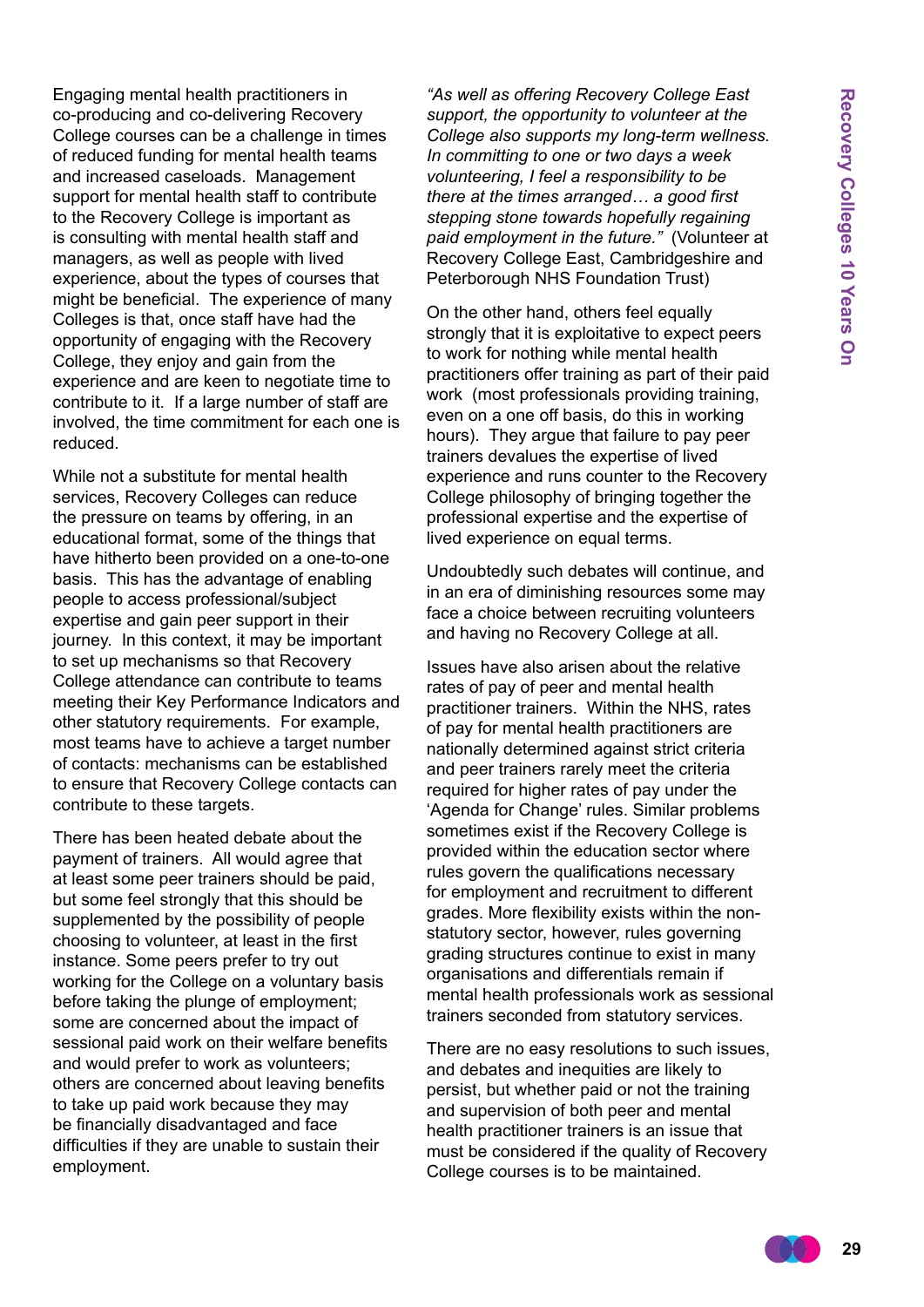Engaging mental health practitioners in co-producing and co-delivering Recovery College courses can be a challenge in times of reduced funding for mental health teams and increased caseloads. Management support for mental health staff to contribute to the Recovery College is important as is consulting with mental health staff and managers, as well as people with lived experience, about the types of courses that might be beneficial. The experience of many Colleges is that, once staff have had the opportunity of engaging with the Recovery College, they enjoy and gain from the experience and are keen to negotiate time to contribute to it. If a large number of staff are involved, the time commitment for each one is reduced.

While not a substitute for mental health services, Recovery Colleges can reduce the pressure on teams by offering, in an educational format, some of the things that have hitherto been provided on a one-to-one basis. This has the advantage of enabling people to access professional/subject expertise and gain peer support in their journey. In this context, it may be important to set up mechanisms so that Recovery College attendance can contribute to teams meeting their Key Performance Indicators and other statutory requirements. For example, most teams have to achieve a target number of contacts: mechanisms can be established to ensure that Recovery College contacts can contribute to these targets.

There has been heated debate about the payment of trainers. All would agree that at least some peer trainers should be paid, but some feel strongly that this should be supplemented by the possibility of people choosing to volunteer, at least in the first instance. Some peers prefer to try out working for the College on a voluntary basis before taking the plunge of employment; some are concerned about the impact of sessional paid work on their welfare benefits and would prefer to work as volunteers; others are concerned about leaving benefits to take up paid work because they may be financially disadvantaged and face difficulties if they are unable to sustain their employment.

*"As well as offering Recovery College East support, the opportunity to volunteer at the College also supports my long-term wellness. In committing to one or two days a week volunteering, I feel a responsibility to be there at the times arranged… a good first stepping stone towards hopefully regaining paid employment in the future."* (Volunteer at Recovery College East, Cambridgeshire and Peterborough NHS Foundation Trust)

On the other hand, others feel equally strongly that it is exploitative to expect peers to work for nothing while mental health practitioners offer training as part of their paid work (most professionals providing training, even on a one off basis, do this in working hours). They argue that failure to pay peer trainers devalues the expertise of lived experience and runs counter to the Recovery College philosophy of bringing together the professional expertise and the expertise of lived experience on equal terms.

Undoubtedly such debates will continue, and in an era of diminishing resources some may face a choice between recruiting volunteers and having no Recovery College at all.

Issues have also arisen about the relative rates of pay of peer and mental health practitioner trainers. Within the NHS, rates of pay for mental health practitioners are nationally determined against strict criteria and peer trainers rarely meet the criteria required for higher rates of pay under the 'Agenda for Change' rules. Similar problems sometimes exist if the Recovery College is provided within the education sector where rules govern the qualifications necessary for employment and recruitment to different grades. More flexibility exists within the non-statutory sector, however, rules governing grading structures continue to exist in many organisations and differentials remain if mental health professionals work as sessional trainers seconded from statutory services.

There are no easy resolutions to such issues, and debates and inequities are likely to persist, but whether paid or not the training and supervision of both peer and mental health practitioner trainers is an issue that must be considered if the quality of Recovery College courses is to be maintained.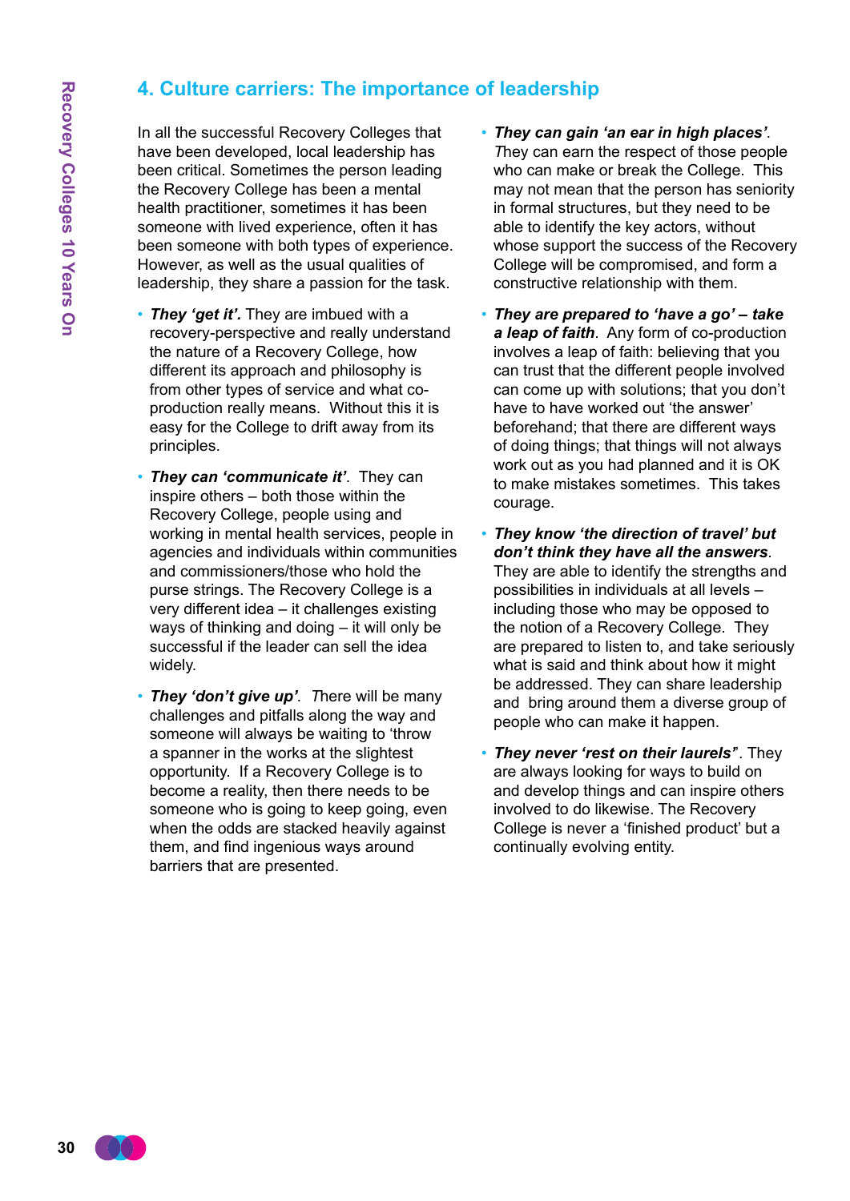## 4. Culture carriers: The importance of leadership

In all the successful Recovery Colleges that have been developed, local leadership has been critical. Sometimes the person leading the Recovery College has been a mental health practitioner, sometimes it has been someone with lived experience, often it has been someone with both types of experience. However, as well as the usual qualities of leadership, they share a passion for the task.

- ***They 'get it'.*** They are imbued with a recovery-perspective and really understand the nature of a Recovery College, how different its approach and philosophy is from other types of service and what co-production really means. Without this it is easy for the College to drift away from its principles.
- ***They can 'communicate it'***. They can inspire others – both those within the Recovery College, people using and working in mental health services, people in agencies and individuals within communities and commissioners/those who hold the purse strings. The Recovery College is a very different idea – it challenges existing ways of thinking and doing – it will only be successful if the leader can sell the idea widely.
- ***They 'don't give up'***. There will be many challenges and pitfalls along the way and someone will always be waiting to 'throw a spanner in the works at the slightest opportunity. If a Recovery College is to become a reality, then there needs to be someone who is going to keep going, even when the odds are stacked heavily against them, and find ingenious ways around barriers that are presented.
- ***They can gain 'an ear in high places'***. They can earn the respect of those people who can make or break the College. This may not mean that the person has seniority in formal structures, but they need to be able to identify the key actors, without whose support the success of the Recovery College will be compromised, and form a constructive relationship with them.
- ***They are prepared to 'have a go' – take a leap of faith***. Any form of co-production involves a leap of faith: believing that you can trust that the different people involved can come up with solutions; that you don't have to have worked out 'the answer' beforehand; that there are different ways of doing things; that things will not always work out as you had planned and it is OK to make mistakes sometimes. This takes courage.
- ***They know 'the direction of travel' but don't think they have all the answers***. They are able to identify the strengths and possibilities in individuals at all levels – including those who may be opposed to the notion of a Recovery College. They are prepared to listen to, and take seriously what is said and think about how it might be addressed. They can share leadership and bring around them a diverse group of people who can make it happen.
- ***They never 'rest on their laurels"***. They are always looking for ways to build on and develop things and can inspire others involved to do likewise. The Recovery College is never a 'finished product' but a continually evolving entity.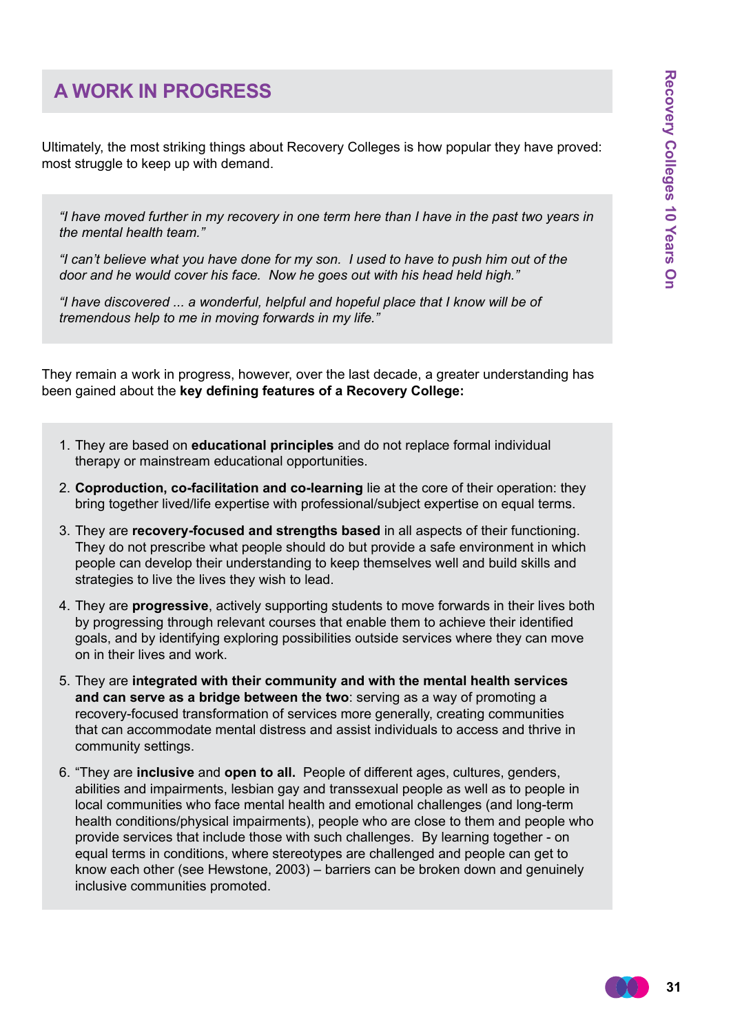## A WORK IN PROGRESS

Ultimately, the most striking things about Recovery Colleges is how popular they have proved: most struggle to keep up with demand.

> *"I have moved further in my recovery in one term here than I have in the past two years in the mental health team."*
>
> *"I can't believe what you have done for my son. I used to have to push him out of the door and he would cover his face. Now he goes out with his head held high."*
>
> *"I have discovered ... a wonderful, helpful and hopeful place that I know will be of tremendous help to me in moving forwards in my life."*

They remain a work in progress, however, over the last decade, a greater understanding has been gained about the **key defining features of a Recovery College:**

1. They are based on **educational principles** and do not replace formal individual therapy or mainstream educational opportunities.
2. **Coproduction, co-facilitation and co-learning** lie at the core of their operation: they bring together lived/life expertise with professional/subject expertise on equal terms.
3. They are **recovery-focused and strengths based** in all aspects of their functioning. They do not prescribe what people should do but provide a safe environment in which people can develop their understanding to keep themselves well and build skills and strategies to live the lives they wish to lead.
4. They are **progressive**, actively supporting students to move forwards in their lives both by progressing through relevant courses that enable them to achieve their identified goals, and by identifying exploring possibilities outside services where they can move on in their lives and work.
5. They are **integrated with their community and with the mental health services and can serve as a bridge between the two**: serving as a way of promoting a recovery-focused transformation of services more generally, creating communities that can accommodate mental distress and assist individuals to access and thrive in community settings.
6. "They are **inclusive** and **open to all.** People of different ages, cultures, genders, abilities and impairments, lesbian gay and transsexual people as well as to people in local communities who face mental health and emotional challenges (and long-term health conditions/physical impairments), people who are close to them and people who provide services that include those with such challenges. By learning together - on equal terms in conditions, where stereotypes are challenged and people can get to know each other (see Hewstone, 2003) – barriers can be broken down and genuinely inclusive communities promoted.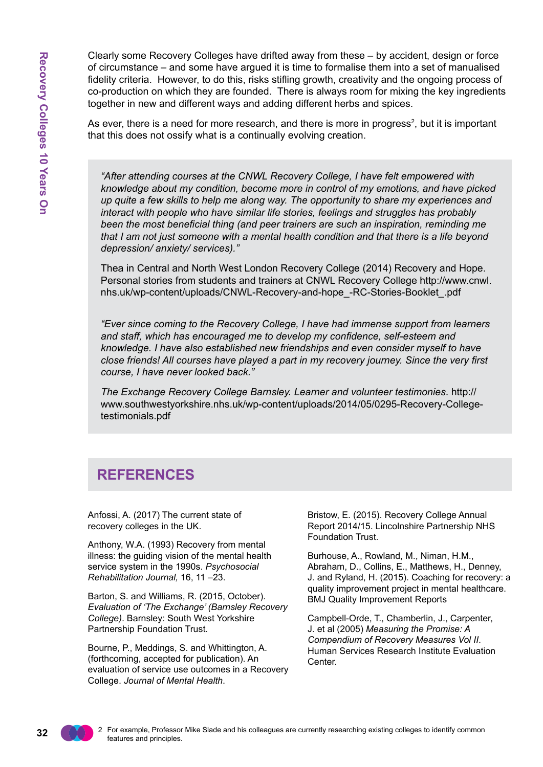Clearly some Recovery Colleges have drifted away from these – by accident, design or force of circumstance – and some have argued it is time to formalise them into a set of manualised fidelity criteria. However, to do this, risks stifling growth, creativity and the ongoing process of co-production on which they are founded. There is always room for mixing the key ingredients together in new and different ways and adding different herbs and spices.

As ever, there is a need for more research, and there is more in progress[2], but it is important that this does not ossify what is a continually evolving creation.

> *"After attending courses at the CNWL Recovery College, I have felt empowered with knowledge about my condition, become more in control of my emotions, and have picked up quite a few skills to help me along way. The opportunity to share my experiences and interact with people who have similar life stories, feelings and struggles has probably been the most beneficial thing (and peer trainers are such an inspiration, reminding me that I am not just someone with a mental health condition and that there is a life beyond depression/ anxiety/ services)."*
>
> Thea in Central and North West London Recovery College (2014) Recovery and Hope. Personal stories from students and trainers at CNWL Recovery College http://www.cnwl.nhs.uk/wp-content/uploads/CNWL-Recovery-and-hope_-RC-Stories-Booklet_.pdf
>
> *"Ever since coming to the Recovery College, I have had immense support from learners and staff, which has encouraged me to develop my confidence, self-esteem and knowledge. I have also established new friendships and even consider myself to have close friends! All courses have played a part in my recovery journey. Since the very first course, I have never looked back."*
>
> *The Exchange Recovery College Barnsley. Learner and volunteer testimonies*. http://www.southwestyorkshire.nhs.uk/wp-content/uploads/2014/05/0295-Recovery-College-testimonials.pdf

## REFERENCES

Anfossi, A. (2017) The current state of recovery colleges in the UK.

Anthony, W.A. (1993) Recovery from mental illness: the guiding vision of the mental health service system in the 1990s. *Psychosocial Rehabilitation Journal,* 16, 11 –23.

Barton, S. and Williams, R. (2015, October). *Evaluation of 'The Exchange' (Barnsley Recovery College)*. Barnsley: South West Yorkshire Partnership Foundation Trust.

Bourne, P., Meddings, S. and Whittington, A. (forthcoming, accepted for publication). An evaluation of service use outcomes in a Recovery College. *Journal of Mental Health*.

Bristow, E. (2015). Recovery College Annual Report 2014/15. Lincolnshire Partnership NHS Foundation Trust.

Burhouse, A., Rowland, M., Niman, H.M., Abraham, D., Collins, E., Matthews, H., Denney, J. and Ryland, H. (2015). Coaching for recovery: a quality improvement project in mental healthcare. BMJ Quality Improvement Reports

Campbell-Orde, T., Chamberlin, J., Carpenter, J. et al (2005) *Measuring the Promise: A Compendium of Recovery Measures Vol II*. Human Services Research Institute Evaluation Center.

2 For example, Professor Mike Slade and his colleagues are currently researching existing colleges to identify common features and principles.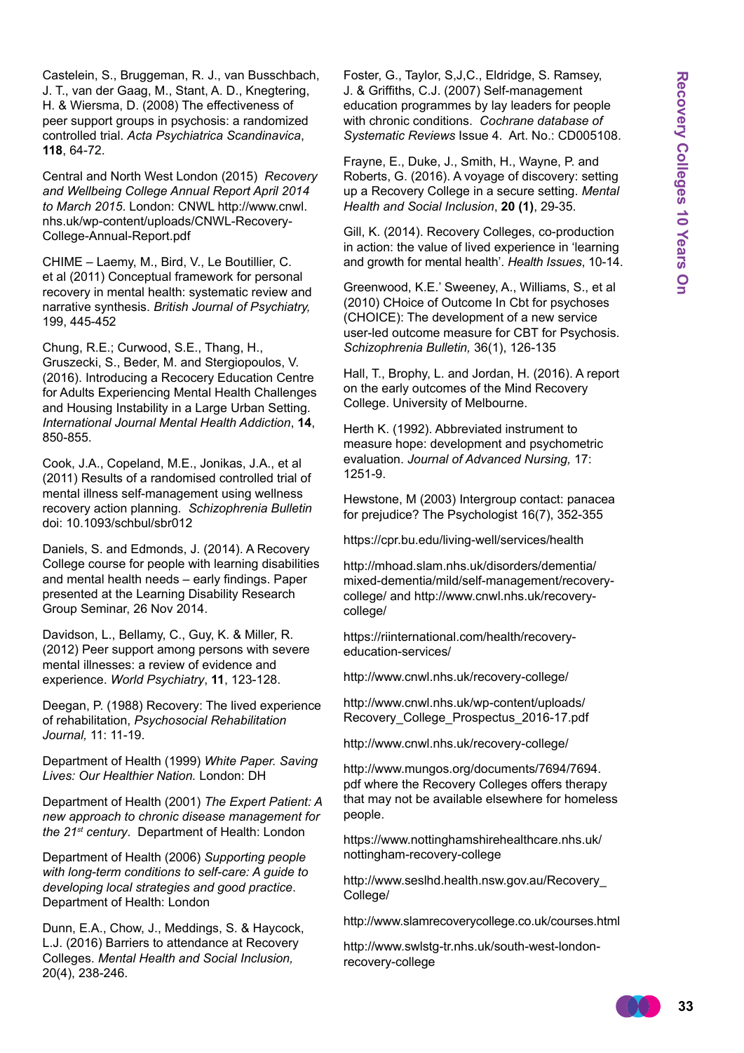Castelein, S., Bruggeman, R. J., van Busschbach, J. T., van der Gaag, M., Stant, A. D., Knegtering, H. & Wiersma, D. (2008) The effectiveness of peer support groups in psychosis: a randomized controlled trial. *Acta Psychiatrica Scandinavica*, **118**, 64-72.

Central and North West London (2015) *Recovery and Wellbeing College Annual Report April 2014 to March 2015*. London: CNWL http://www.cnwl.nhs.uk/wp-content/uploads/CNWL-Recovery-College-Annual-Report.pdf

CHIME – Laemy, M., Bird, V., Le Boutillier, C. et al (2011) Conceptual framework for personal recovery in mental health: systematic review and narrative synthesis. *British Journal of Psychiatry,* 199, 445-452

Chung, R.E.; Curwood, S.E., Thang, H., Gruszecki, S., Beder, M. and Stergiopoulos, V. (2016). Introducing a Recocery Education Centre for Adults Experiencing Mental Health Challenges and Housing Instability in a Large Urban Setting. *International Journal Mental Health Addiction*, **14**, 850-855.

Cook, J.A., Copeland, M.E., Jonikas, J.A., et al (2011) Results of a randomised controlled trial of mental illness self-management using wellness recovery action planning. *Schizophrenia Bulletin* doi: 10.1093/schbul/sbr012

Daniels, S. and Edmonds, J. (2014). A Recovery College course for people with learning disabilities and mental health needs – early findings. Paper presented at the Learning Disability Research Group Seminar, 26 Nov 2014.

Davidson, L., Bellamy, C., Guy, K. & Miller, R. (2012) Peer support among persons with severe mental illnesses: a review of evidence and experience. *World Psychiatry*, **11**, 123-128.

Deegan, P. (1988) Recovery: The lived experience of rehabilitation, *Psychosocial Rehabilitation Journal,* 11: 11-19.

Department of Health (1999) *White Paper. Saving Lives: Our Healthier Nation.* London: DH

Department of Health (2001) *The Expert Patient: A new approach to chronic disease management for the 21st century*. Department of Health: London

Department of Health (2006) *Supporting people with long-term conditions to self-care: A guide to developing local strategies and good practice*. Department of Health: London

Dunn, E.A., Chow, J., Meddings, S. & Haycock, L.J. (2016) Barriers to attendance at Recovery Colleges. *Mental Health and Social Inclusion,* 20(4), 238-246.

Foster, G., Taylor, S,J,C., Eldridge, S. Ramsey, J. & Griffiths, C.J. (2007) Self-management education programmes by lay leaders for people with chronic conditions. *Cochrane database of Systematic Reviews* Issue 4. Art. No.: CD005108.

Frayne, E., Duke, J., Smith, H., Wayne, P. and Roberts, G. (2016). A voyage of discovery: setting up a Recovery College in a secure setting. *Mental Health and Social Inclusion*, **20 (1)**, 29-35.

Gill, K. (2014). Recovery Colleges, co-production in action: the value of lived experience in 'learning and growth for mental health'. *Health Issues*, 10-14.

Greenwood, K.E.' Sweeney, A., Williams, S., et al (2010) CHoice of Outcome In Cbt for psychoses (CHOICE): The development of a new service user-led outcome measure for CBT for Psychosis. *Schizophrenia Bulletin,* 36(1), 126-135

Hall, T., Brophy, L. and Jordan, H. (2016). A report on the early outcomes of the Mind Recovery College. University of Melbourne.

Herth K. (1992). Abbreviated instrument to measure hope: development and psychometric evaluation. *Journal of Advanced Nursing,* 17: 1251-9.

Hewstone, M (2003) Intergroup contact: panacea for prejudice? The Psychologist 16(7), 352-355

https://cpr.bu.edu/living-well/services/health

http://mhoad.slam.nhs.uk/disorders/dementia/mixed-dementia/mild/self-management/recovery-college/ and http://www.cnwl.nhs.uk/recovery-college/

https://riinternational.com/health/recovery-education-services/

http://www.cnwl.nhs.uk/recovery-college/

http://www.cnwl.nhs.uk/wp-content/uploads/Recovery_College_Prospectus_2016-17.pdf

http://www.cnwl.nhs.uk/recovery-college/

http://www.mungos.org/documents/7694/7694.pdf where the Recovery Colleges offers therapy that may not be available elsewhere for homeless people.

https://www.nottinghamshirehealthcare.nhs.uk/nottingham-recovery-college

http://www.seslhd.health.nsw.gov.au/Recovery_College/

http://www.slamrecoverycollege.co.uk/courses.html

http://www.swlstg-tr.nhs.uk/south-west-london-recovery-college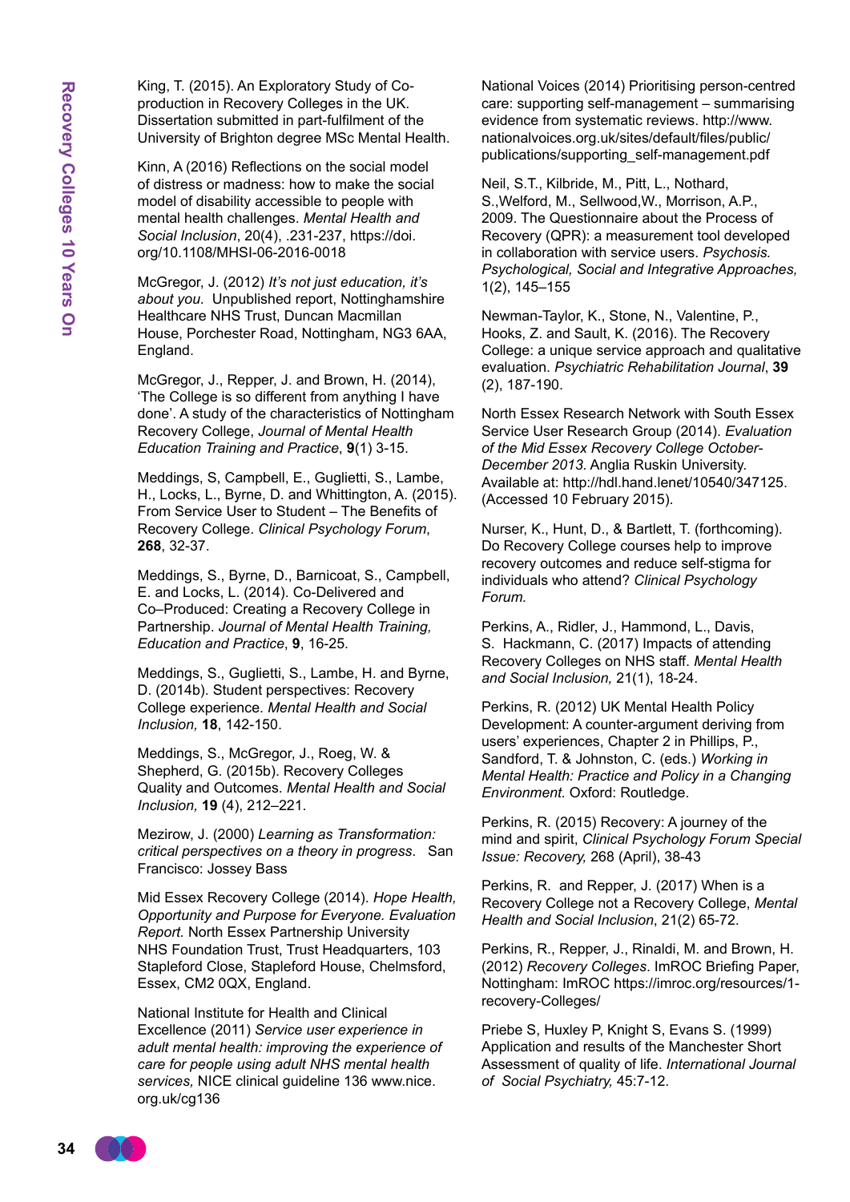King, T. (2015). An Exploratory Study of Co-production in Recovery Colleges in the UK. Dissertation submitted in part-fulfilment of the University of Brighton degree MSc Mental Health.

Kinn, A (2016) Reflections on the social model of distress or madness: how to make the social model of disability accessible to people with mental health challenges. *Mental Health and Social Inclusion*, 20(4), .231-237, https://doi.org/10.1108/MHSI-06-2016-0018

McGregor, J. (2012) *It's not just education, it's about you.* Unpublished report, Nottinghamshire Healthcare NHS Trust, Duncan Macmillan House, Porchester Road, Nottingham, NG3 6AA, England.

McGregor, J., Repper, J. and Brown, H. (2014), 'The College is so different from anything I have done'. A study of the characteristics of Nottingham Recovery College, *Journal of Mental Health Education Training and Practice*, **9**(1) 3-15.

Meddings, S, Campbell, E., Guglietti, S., Lambe, H., Locks, L., Byrne, D. and Whittington, A. (2015). From Service User to Student – The Benefits of Recovery College. *Clinical Psychology Forum*, **268**, 32-37.

Meddings, S., Byrne, D., Barnicoat, S., Campbell, E. and Locks, L. (2014). Co-Delivered and Co–Produced: Creating a Recovery College in Partnership. *Journal of Mental Health Training, Education and Practice*, **9**, 16-25.

Meddings, S., Guglietti, S., Lambe, H. and Byrne, D. (2014b). Student perspectives: Recovery College experience. *Mental Health and Social Inclusion,* **18**, 142-150.

Meddings, S., McGregor, J., Roeg, W. & Shepherd, G. (2015b). Recovery Colleges Quality and Outcomes. *Mental Health and Social Inclusion,* **19** (4), 212–221.

Mezirow, J. (2000) *Learning as Transformation: critical perspectives on a theory in progress*. San Francisco: Jossey Bass

Mid Essex Recovery College (2014). *Hope Health, Opportunity and Purpose for Everyone. Evaluation Report.* North Essex Partnership University NHS Foundation Trust, Trust Headquarters, 103 Stapleford Close, Stapleford House, Chelmsford, Essex, CM2 0QX, England.

National Institute for Health and Clinical Excellence (2011) *Service user experience in adult mental health: improving the experience of care for people using adult NHS mental health services,* NICE clinical guideline 136 www.nice.org.uk/cg136

National Voices (2014) Prioritising person-centred care: supporting self-management – summarising evidence from systematic reviews. http://www.nationalvoices.org.uk/sites/default/files/public/publications/supporting_self-management.pdf

Neil, S.T., Kilbride, M., Pitt, L., Nothard, S.,Welford, M., Sellwood,W., Morrison, A.P., 2009. The Questionnaire about the Process of Recovery (QPR): a measurement tool developed in collaboration with service users. *Psychosis. Psychological, Social and Integrative Approaches,* 1(2), 145–155

Newman-Taylor, K., Stone, N., Valentine, P., Hooks, Z. and Sault, K. (2016). The Recovery College: a unique service approach and qualitative evaluation. *Psychiatric Rehabilitation Journal*, **39** (2), 187-190.

North Essex Research Network with South Essex Service User Research Group (2014). *Evaluation of the Mid Essex Recovery College October-December 2013.* Anglia Ruskin University. Available at: http://hdl.hand.lenet/10540/347125. (Accessed 10 February 2015).

Nurser, K., Hunt, D., & Bartlett, T. (forthcoming). Do Recovery College courses help to improve recovery outcomes and reduce self-stigma for individuals who attend? *Clinical Psychology Forum.*

Perkins, A., Ridler, J., Hammond, L., Davis, S. Hackmann, C. (2017) Impacts of attending Recovery Colleges on NHS staff. *Mental Health and Social Inclusion,* 21(1), 18-24.

Perkins, R. (2012) UK Mental Health Policy Development: A counter-argument deriving from users' experiences, Chapter 2 in Phillips, P., Sandford, T. & Johnston, C. (eds.) *Working in Mental Health: Practice and Policy in a Changing Environment.* Oxford: Routledge.

Perkins, R. (2015) Recovery: A journey of the mind and spirit, *Clinical Psychology Forum Special Issue: Recovery,* 268 (April), 38-43

Perkins, R. and Repper, J. (2017) When is a Recovery College not a Recovery College, *Mental Health and Social Inclusion*, 21(2) 65-72.

Perkins, R., Repper, J., Rinaldi, M. and Brown, H. (2012) *Recovery Colleges*. ImROC Briefing Paper, Nottingham: ImROC https://imroc.org/resources/1-recovery-Colleges/

Priebe S, Huxley P, Knight S, Evans S. (1999) Application and results of the Manchester Short Assessment of quality of life. *International Journal of Social Psychiatry,* 45:7-12.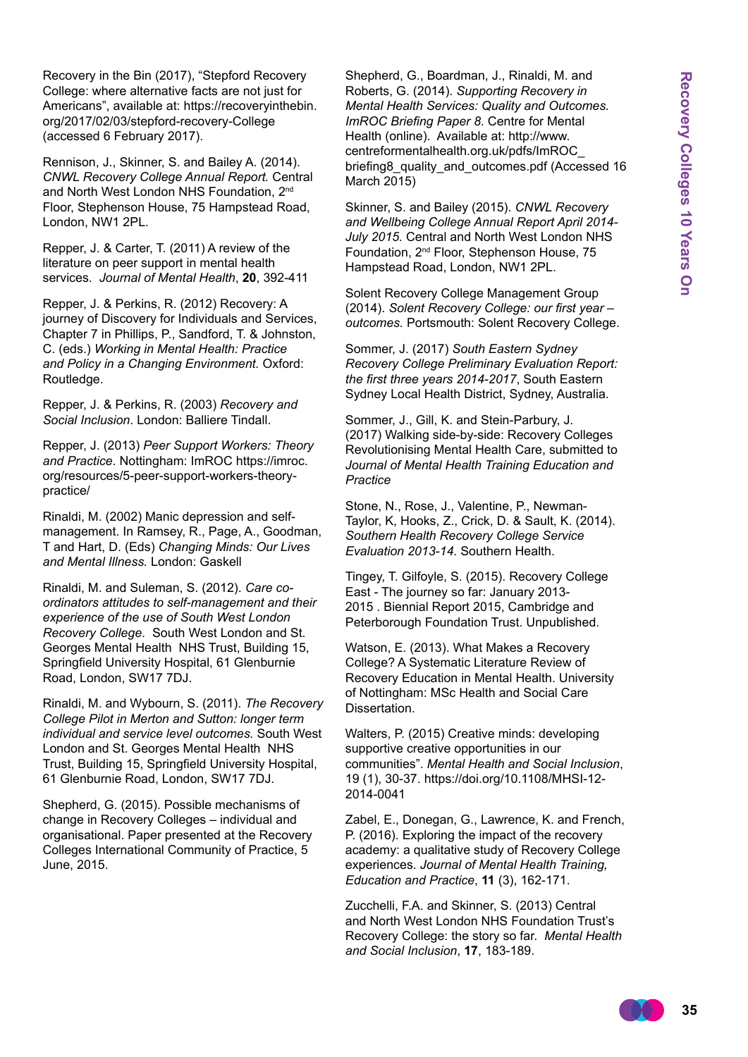Recovery in the Bin (2017), "Stepford Recovery College: where alternative facts are not just for Americans", available at: https://recoveryinthebin.org/2017/02/03/stepford-recovery-College (accessed 6 February 2017).

Rennison, J., Skinner, S. and Bailey A. (2014). *CNWL Recovery College Annual Report.* Central and North West London NHS Foundation, 2nd Floor, Stephenson House, 75 Hampstead Road, London, NW1 2PL.

Repper, J. & Carter, T. (2011) A review of the literature on peer support in mental health services. *Journal of Mental Health*, **20**, 392-411

Repper, J. & Perkins, R. (2012) Recovery: A journey of Discovery for Individuals and Services, Chapter 7 in Phillips, P., Sandford, T. & Johnston, C. (eds.) *Working in Mental Health: Practice and Policy in a Changing Environment.* Oxford: Routledge.

Repper, J. & Perkins, R. (2003) *Recovery and Social Inclusion*. London: Balliere Tindall.

Repper, J. (2013) *Peer Support Workers: Theory and Practice*. Nottingham: ImROC https://imroc.org/resources/5-peer-support-workers-theory-practice/

Rinaldi, M. (2002) Manic depression and self-management. In Ramsey, R., Page, A., Goodman, T and Hart, D. (Eds) *Changing Minds: Our Lives and Mental Illness.* London: Gaskell

Rinaldi, M. and Suleman, S. (2012). *Care co-ordinators attitudes to self-management and their experience of the use of South West London Recovery College*. South West London and St. Georges Mental Health NHS Trust, Building 15, Springfield University Hospital, 61 Glenburnie Road, London, SW17 7DJ.

Rinaldi, M. and Wybourn, S. (2011). *The Recovery College Pilot in Merton and Sutton: longer term individual and service level outcomes.* South West London and St. Georges Mental Health NHS Trust, Building 15, Springfield University Hospital, 61 Glenburnie Road, London, SW17 7DJ.

Shepherd, G. (2015). Possible mechanisms of change in Recovery Colleges – individual and organisational. Paper presented at the Recovery Colleges International Community of Practice, 5 June, 2015.

Shepherd, G., Boardman, J., Rinaldi, M. and Roberts, G. (2014). *Supporting Recovery in Mental Health Services: Quality and Outcomes. ImROC Briefing Paper 8.* Centre for Mental Health (online). Available at: http://www.centreformentalhealth.org.uk/pdfs/ImROC_briefing8_quality_and_outcomes.pdf (Accessed 16 March 2015)

Skinner, S. and Bailey (2015). *CNWL Recovery and Wellbeing College Annual Report April 2014-July 2015.* Central and North West London NHS Foundation, 2nd Floor, Stephenson House, 75 Hampstead Road, London, NW1 2PL.

Solent Recovery College Management Group (2014). *Solent Recovery College: our first year – outcomes.* Portsmouth: Solent Recovery College.

Sommer, J. (2017) *South Eastern Sydney Recovery College Preliminary Evaluation Report: the first three years 2014-2017*, South Eastern Sydney Local Health District, Sydney, Australia.

Sommer, J., Gill, K. and Stein-Parbury, J. (2017) Walking side-by-side: Recovery Colleges Revolutionising Mental Health Care, submitted to *Journal of Mental Health Training Education and Practice*

Stone, N., Rose, J., Valentine, P., Newman-Taylor, K, Hooks, Z., Crick, D. & Sault, K. (2014). *Southern Health Recovery College Service Evaluation 2013-14.* Southern Health.

Tingey, T. Gilfoyle, S. (2015). Recovery College East - The journey so far: January 2013-2015 . Biennial Report 2015, Cambridge and Peterborough Foundation Trust. Unpublished.

Watson, E. (2013). What Makes a Recovery College? A Systematic Literature Review of Recovery Education in Mental Health. University of Nottingham: MSc Health and Social Care Dissertation.

Walters, P. (2015) Creative minds: developing supportive creative opportunities in our communities". *Mental Health and Social Inclusion*, 19 (1), 30-37. https://doi.org/10.1108/MHSI-12-2014-0041

Zabel, E., Donegan, G., Lawrence, K. and French, P. (2016). Exploring the impact of the recovery academy: a qualitative study of Recovery College experiences. *Journal of Mental Health Training, Education and Practice*, **11** (3), 162-171.

Zucchelli, F.A. and Skinner, S. (2013) Central and North West London NHS Foundation Trust's Recovery College: the story so far. *Mental Health and Social Inclusion*, **17**, 183-189.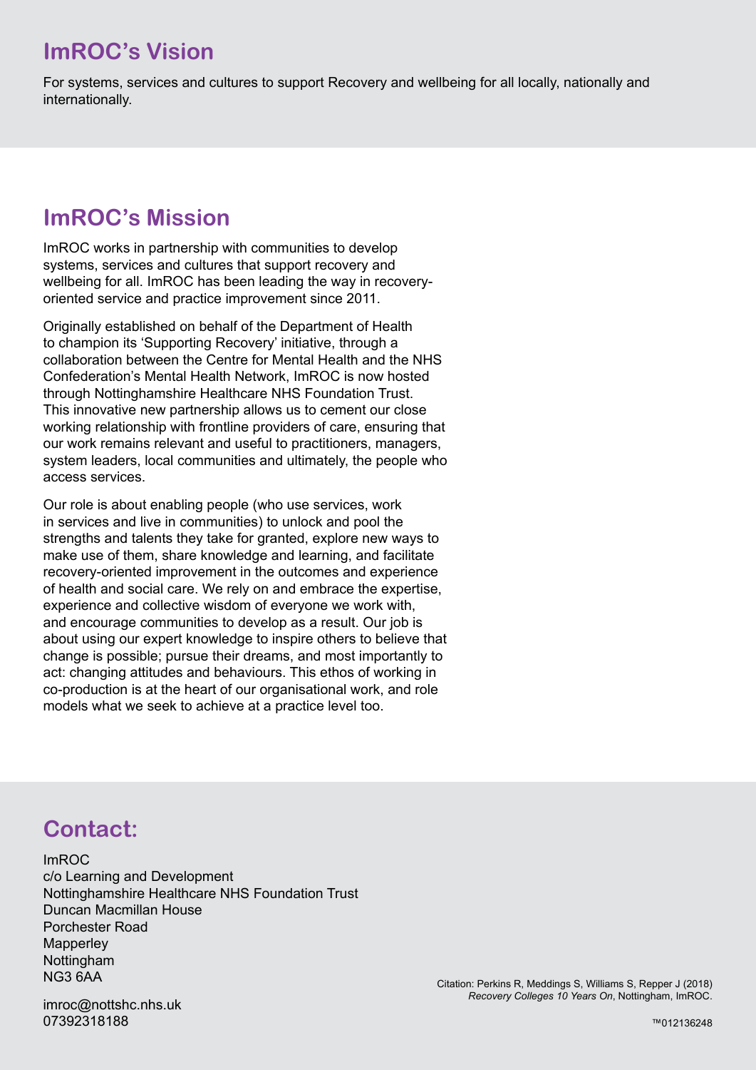## ImROC's Vision

For systems, services and cultures to support Recovery and wellbeing for all locally, nationally and internationally.

## ImROC's Mission

ImROC works in partnership with communities to develop systems, services and cultures that support recovery and wellbeing for all. ImROC has been leading the way in recovery-oriented service and practice improvement since 2011.

Originally established on behalf of the Department of Health to champion its 'Supporting Recovery' initiative, through a collaboration between the Centre for Mental Health and the NHS Confederation's Mental Health Network, ImROC is now hosted through Nottinghamshire Healthcare NHS Foundation Trust. This innovative new partnership allows us to cement our close working relationship with frontline providers of care, ensuring that our work remains relevant and useful to practitioners, managers, system leaders, local communities and ultimately, the people who access services.

Our role is about enabling people (who use services, work in services and live in communities) to unlock and pool the strengths and talents they take for granted, explore new ways to make use of them, share knowledge and learning, and facilitate recovery-oriented improvement in the outcomes and experience of health and social care. We rely on and embrace the expertise, experience and collective wisdom of everyone we work with, and encourage communities to develop as a result. Our job is about using our expert knowledge to inspire others to believe that change is possible; pursue their dreams, and most importantly to act: changing attitudes and behaviours. This ethos of working in co-production is at the heart of our organisational work, and role models what we seek to achieve at a practice level too.

## Contact:

ImROC
c/o Learning and Development
Nottinghamshire Healthcare NHS Foundation Trust
Duncan Macmillan House
Porchester Road
Mapperley
Nottingham
NG3 6AA

imroc@nottshc.nhs.uk
07392318188

Citation: Perkins R, Meddings S, Williams S, Repper J (2018) *Recovery Colleges 10 Years On*, Nottingham, ImROC.

™012136248